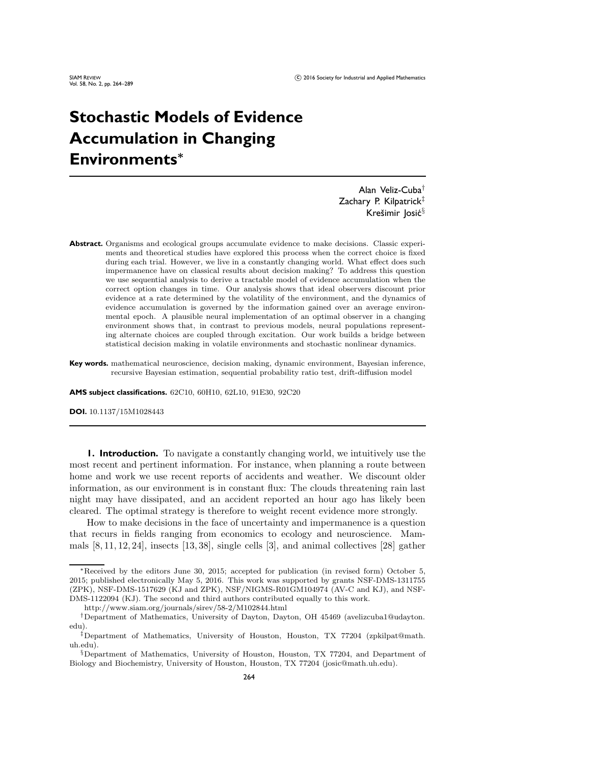# Stochastic Models of Evidence Accumulation in Changing Environments*

Alan Veliz-Cuba[†]
Zachary P. Kilpatrick[‡]
Krešimir Josić[§]

**Abstract.** Organisms and ecological groups accumulate evidence to make decisions. Classic experiments and theoretical studies have explored this process when the correct choice is fixed during each trial. However, we live in a constantly changing world. What effect does such impermanence have on classical results about decision making? To address this question we use sequential analysis to derive a tractable model of evidence accumulation when the correct option changes in time. Our analysis shows that ideal observers discount prior evidence at a rate determined by the volatility of the environment, and the dynamics of evidence accumulation is governed by the information gained over an average environmental epoch. A plausible neural implementation of an optimal observer in a changing environment shows that, in contrast to previous models, neural populations representing alternate choices are coupled through excitation. Our work builds a bridge between statistical decision making in volatile environments and stochastic nonlinear dynamics.

**Key words.** mathematical neuroscience, decision making, dynamic environment, Bayesian inference, recursive Bayesian estimation, sequential probability ratio test, drift-diffusion model

**AMS subject classifications.** 62C10, 60H10, 62L10, 91E30, 92C20

**DOI.** 10.1137/15M1028443

## 1. Introduction.

To navigate a constantly changing world, we intuitively use the most recent and pertinent information. For instance, when planning a route between home and work we use recent reports of accidents and weather. We discount older information, as our environment is in constant flux: The clouds threatening rain last night may have dissipated, and an accident reported an hour ago has likely been cleared. The optimal strategy is therefore to weight recent evidence more strongly.

How to make decisions in the face of uncertainty and impermanence is a question that recurs in fields ranging from economics to ecology and neuroscience. Mammals [8, 11, 12, 24], insects [13, 38], single cells [3], and animal collectives [28] gather

---

*Received by the editors June 30, 2015; accepted for publication (in revised form) October 5, 2015; published electronically May 5, 2016. This work was supported by grants NSF-DMS-1311755 (ZPK), NSF-DMS-1517629 (KJ and ZPK), NSF/NIGMS-R01GM104974 (AV-C and KJ), and NSF-DMS-1122094 (KJ). The second and third authors contributed equally to this work.

http://www.siam.org/journals/sirev/58-2/M102844.html

[†]Department of Mathematics, University of Dayton, Dayton, OH 45469 (avelizcuba1@udayton.edu).

[‡]Department of Mathematics, University of Houston, Houston, TX 77204 (zpkilpat@math.uh.edu).

[§]Department of Mathematics, University of Houston, Houston, TX 77204, and Department of Biology and Biochemistry, University of Houston, Houston, TX 77204 (josic@math.uh.edu).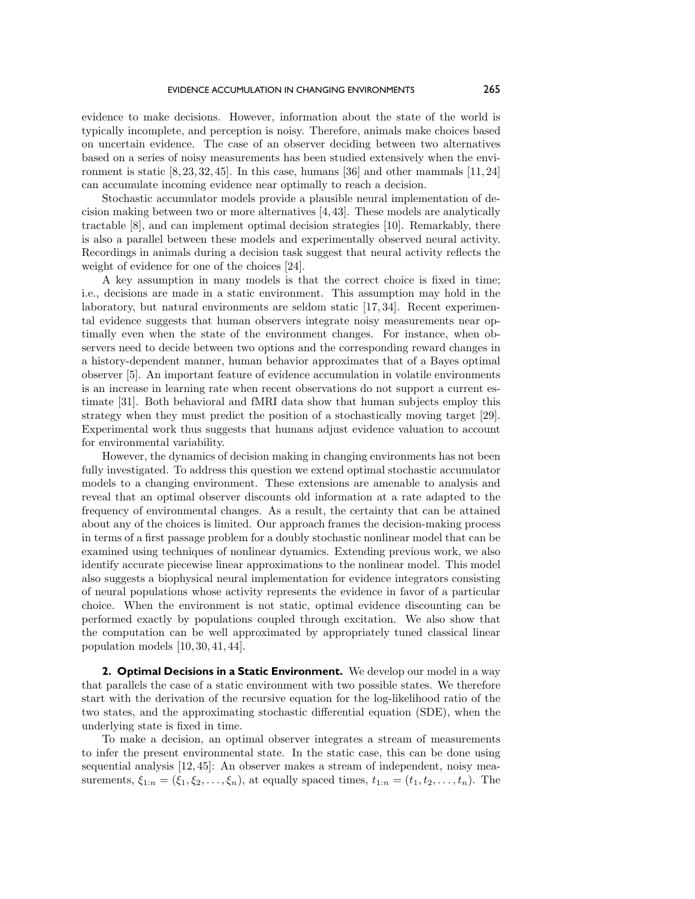evidence to make decisions. However, information about the state of the world is typically incomplete, and perception is noisy. Therefore, animals make choices based on uncertain evidence. The case of an observer deciding between two alternatives based on a series of noisy measurements has been studied extensively when the environment is static [8, 23, 32, 45]. In this case, humans [36] and other mammals [11, 24] can accumulate incoming evidence near optimally to reach a decision.

Stochastic accumulator models provide a plausible neural implementation of decision making between two or more alternatives [4, 43]. These models are analytically tractable [8], and can implement optimal decision strategies [10]. Remarkably, there is also a parallel between these models and experimentally observed neural activity. Recordings in animals during a decision task suggest that neural activity reflects the weight of evidence for one of the choices [24].

A key assumption in many models is that the correct choice is fixed in time; i.e., decisions are made in a static environment. This assumption may hold in the laboratory, but natural environments are seldom static [17, 34]. Recent experimental evidence suggests that human observers integrate noisy measurements near optimally even when the state of the environment changes. For instance, when observers need to decide between two options and the corresponding reward changes in a history-dependent manner, human behavior approximates that of a Bayes optimal observer [5]. An important feature of evidence accumulation in volatile environments is an increase in learning rate when recent observations do not support a current estimate [31]. Both behavioral and fMRI data show that human subjects employ this strategy when they must predict the position of a stochastically moving target [29]. Experimental work thus suggests that humans adjust evidence valuation to account for environmental variability.

However, the dynamics of decision making in changing environments has not been fully investigated. To address this question we extend optimal stochastic accumulator models to a changing environment. These extensions are amenable to analysis and reveal that an optimal observer discounts old information at a rate adapted to the frequency of environmental changes. As a result, the certainty that can be attained about any of the choices is limited. Our approach frames the decision-making process in terms of a first passage problem for a doubly stochastic nonlinear model that can be examined using techniques of nonlinear dynamics. Extending previous work, we also identify accurate piecewise linear approximations to the nonlinear model. This model also suggests a biophysical neural implementation for evidence integrators consisting of neural populations whose activity represents the evidence in favor of a particular choice. When the environment is not static, optimal evidence discounting can be performed exactly by populations coupled through excitation. We also show that the computation can be well approximated by appropriately tuned classical linear population models [10, 30, 41, 44].

## 2. Optimal Decisions in a Static Environment.

We develop our model in a way that parallels the case of a static environment with two possible states. We therefore start with the derivation of the recursive equation for the log-likelihood ratio of the two states, and the approximating stochastic differential equation (SDE), when the underlying state is fixed in time.

To make a decision, an optimal observer integrates a stream of measurements to infer the present environmental state. In the static case, this can be done using sequential analysis [12, 45]: An observer makes a stream of independent, noisy measurements, $\xi_{1:n} = (\xi_1, \xi_2, \ldots, \xi_n)$, at equally spaced times, $t_{1:n} = (t_1, t_2, \ldots, t_n)$. The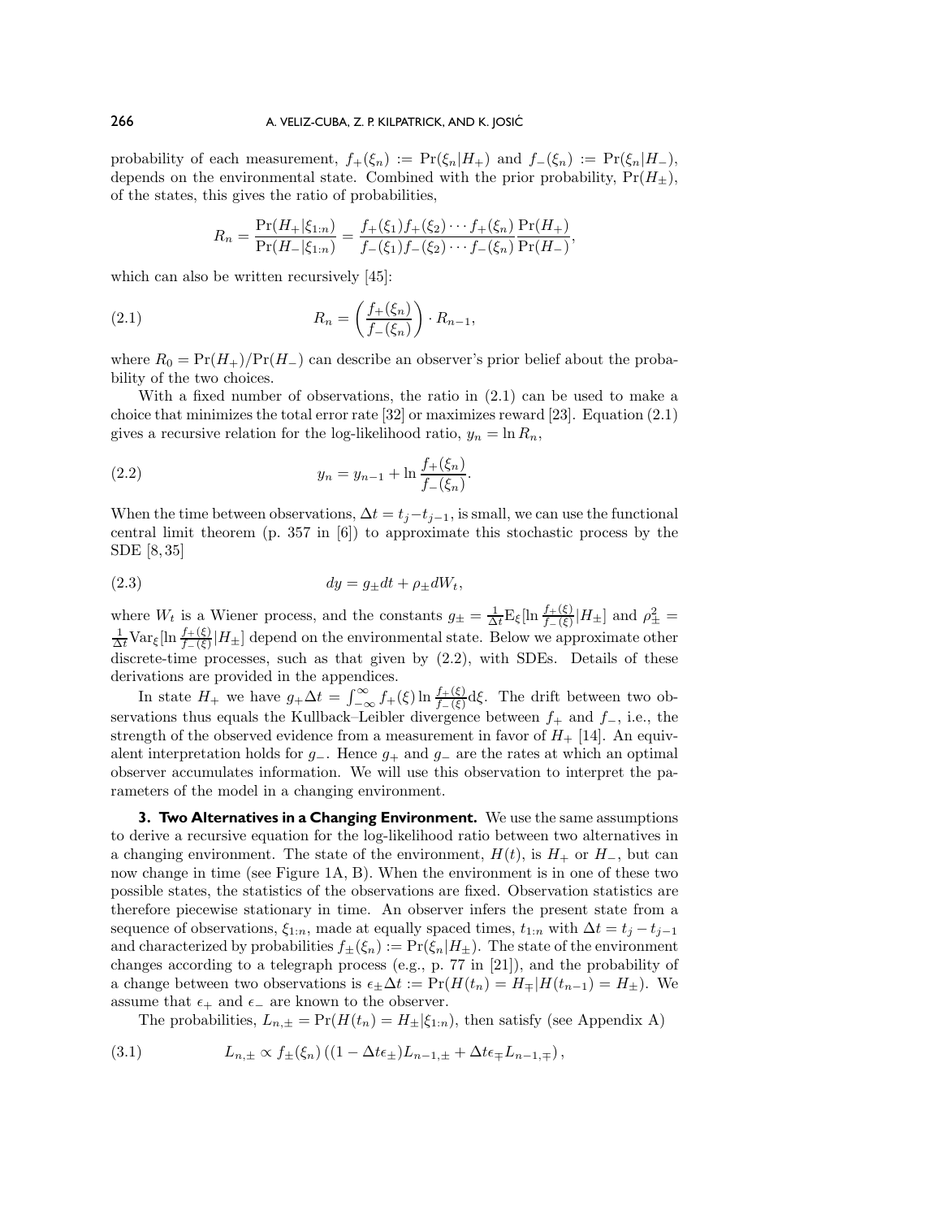probability of each measurement, $f_+(\xi_n) := \Pr(\xi_n|H_+)$ and $f_-(\xi_n) := \Pr(\xi_n|H_-)$, depends on the environmental state. Combined with the prior probability, $\Pr(H_\pm)$, of the states, this gives the ratio of probabilities,

$$R_n = \frac{\Pr(H_+|\xi_{1:n})}{\Pr(H_-|\xi_{1:n})} = \frac{f_+(\xi_1)f_+(\xi_2)\cdots f_+(\xi_n)}{f_-(\xi_1)f_-(\xi_2)\cdots f_-(\xi_n)}\frac{\Pr(H_+)}{\Pr(H_-)},$$

which can also be written recursively [45]:

$$R_n = \left(\frac{f_+(\xi_n)}{f_-(\xi_n)}\right)\cdot R_{n-1}, \tag{2.1}$$

where $R_0 = \Pr(H_+)/\Pr(H_-)$ can describe an observer's prior belief about the probability of the two choices.

With a fixed number of observations, the ratio in (2.1) can be used to make a choice that minimizes the total error rate [32] or maximizes reward [23]. Equation (2.1) gives a recursive relation for the log-likelihood ratio, $y_n = \ln R_n$,

$$y_n = y_{n-1} + \ln\frac{f_+(\xi_n)}{f_-(\xi_n)}. \tag{2.2}$$

When the time between observations, $\Delta t = t_j - t_{j-1}$, is small, we can use the functional central limit theorem (p. 357 in [6]) to approximate this stochastic process by the SDE [8, 35]

$$dy = g_\pm dt + \rho_\pm dW_t, \tag{2.3}$$

where $W_t$ is a Wiener process, and the constants $g_\pm = \frac{1}{\Delta t}\mathrm{E}_\xi[\ln\frac{f_+(\xi)}{f_-(\xi)}|H_\pm]$ and $\rho_\pm^2 = \frac{1}{\Delta t}\mathrm{Var}_\xi[\ln\frac{f_+(\xi)}{f_-(\xi)}|H_\pm]$ depend on the environmental state. Below we approximate other discrete-time processes, such as that given by (2.2), with SDEs. Details of these derivations are provided in the appendices.

In state $H_+$ we have $g_+\Delta t = \int_{-\infty}^{\infty} f_+(\xi)\ln\frac{f_+(\xi)}{f_-(\xi)}\mathrm{d}\xi$. The drift between two observations thus equals the Kullback–Leibler divergence between $f_+$ and $f_-$, i.e., the strength of the observed evidence from a measurement in favor of $H_+$ [14]. An equivalent interpretation holds for $g_-$. Hence $g_+$ and $g_-$ are the rates at which an optimal observer accumulates information. We will use this observation to interpret the parameters of the model in a changing environment.

## 3. Two Alternatives in a Changing Environment.

We use the same assumptions to derive a recursive equation for the log-likelihood ratio between two alternatives in a changing environment. The state of the environment, $H(t)$, is $H_+$ or $H_-$, but can now change in time (see Figure 1A, B). When the environment is in one of these two possible states, the statistics of the observations are fixed. Observation statistics are therefore piecewise stationary in time. An observer infers the present state from a sequence of observations, $\xi_{1:n}$, made at equally spaced times, $t_{1:n}$ with $\Delta t = t_j - t_{j-1}$ and characterized by probabilities $f_\pm(\xi_n) := \Pr(\xi_n|H_\pm)$. The state of the environment changes according to a telegraph process (e.g., p. 77 in [21]), and the probability of a change between two observations is $\epsilon_\pm\Delta t := \Pr(H(t_n) = H_\mp|H(t_{n-1}) = H_\pm)$. We assume that $\epsilon_+$ and $\epsilon_-$ are known to the observer.

The probabilities, $L_{n,\pm} = \Pr(H(t_n) = H_\pm|\xi_{1:n})$, then satisfy (see Appendix A)

$$L_{n,\pm} \propto f_\pm(\xi_n)\left((1 - \Delta t\epsilon_\pm)L_{n-1,\pm} + \Delta t\epsilon_\mp L_{n-1,\mp}\right), \tag{3.1}$$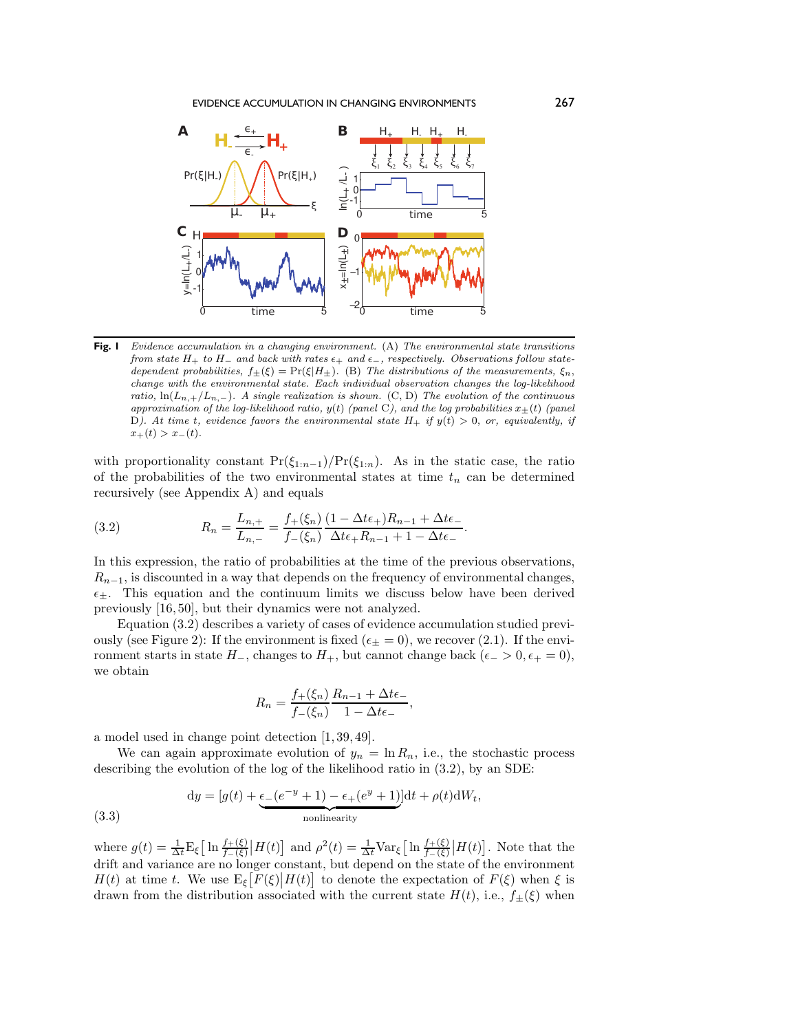**Fig. 1** *Evidence accumulation in a changing environment.* (A) *The environmental state transitions from state $H_+$ to $H_-$ and back with rates $\epsilon_+$ and $\epsilon_-$, respectively. Observations follow state-dependent probabilities, $f_\pm(\xi) = \Pr(\xi|H_\pm)$.* (B) *The distributions of the measurements, $\xi_n$, change with the environmental state. Each individual observation changes the log-likelihood ratio, $\ln(L_{n,+}/L_{n,-})$. A single realization is shown.* (C, D) *The evolution of the continuous approximation of the log-likelihood ratio, $y(t)$ (panel C), and the log probabilities $x_\pm(t)$ (panel D). At time $t$, evidence favors the environmental state $H_+$ if $y(t) > 0$, or, equivalently, if $x_+(t) > x_-(t)$.*

with proportionality constant $\Pr(\xi_{1:n-1})/\Pr(\xi_{1:n})$. As in the static case, the ratio of the probabilities of the two environmental states at time $t_n$ can be determined recursively (see Appendix A) and equals

$$R_n = \frac{L_{n,+}}{L_{n,-}} = \frac{f_+(\xi_n)}{f_-(\xi_n)} \frac{(1-\Delta t\epsilon_+)R_{n-1} + \Delta t\epsilon_-}{\Delta t\epsilon_+ R_{n-1} + 1 - \Delta t\epsilon_-}. \tag{3.2}$$

In this expression, the ratio of probabilities at the time of the previous observations, $R_{n-1}$, is discounted in a way that depends on the frequency of environmental changes, $\epsilon_\pm$. This equation and the continuum limits we discuss below have been derived previously [16, 50], but their dynamics were not analyzed.

Equation (3.2) describes a variety of cases of evidence accumulation studied previously (see Figure 2): If the environment is fixed ($\epsilon_\pm = 0$), we recover (2.1). If the environment starts in state $H_-$, changes to $H_+$, but cannot change back ($\epsilon_- > 0, \epsilon_+ = 0$), we obtain

$$R_n = \frac{f_+(\xi_n)}{f_-(\xi_n)} \frac{R_{n-1} + \Delta t\epsilon_-}{1 - \Delta t\epsilon_-},$$

a model used in change point detection [1, 39, 49].

We can again approximate evolution of $y_n = \ln R_n$, i.e., the stochastic process describing the evolution of the log of the likelihood ratio in (3.2), by an SDE:

$$\mathrm{d}y = [g(t) + \underbrace{\epsilon_-(e^{-y}+1) - \epsilon_+(e^{y}+1)}_{\text{nonlinearity}}]\mathrm{d}t + \rho(t)\mathrm{d}W_t, \tag{3.3}$$

where $g(t) = \frac{1}{\Delta t}\mathrm{E}_\xi\left[\ln \frac{f_+(\xi)}{f_-(\xi)}\middle|H(t)\right]$ and $\rho^2(t) = \frac{1}{\Delta t}\mathrm{Var}_\xi\left[\ln \frac{f_+(\xi)}{f_-(\xi)}\middle|H(t)\right]$. Note that the drift and variance are no longer constant, but depend on the state of the environment $H(t)$ at time $t$. We use $\mathrm{E}_\xi\left[F(\xi)\middle|H(t)\right]$ to denote the expectation of $F(\xi)$ when $\xi$ is drawn from the distribution associated with the current state $H(t)$, i.e., $f_\pm(\xi)$ when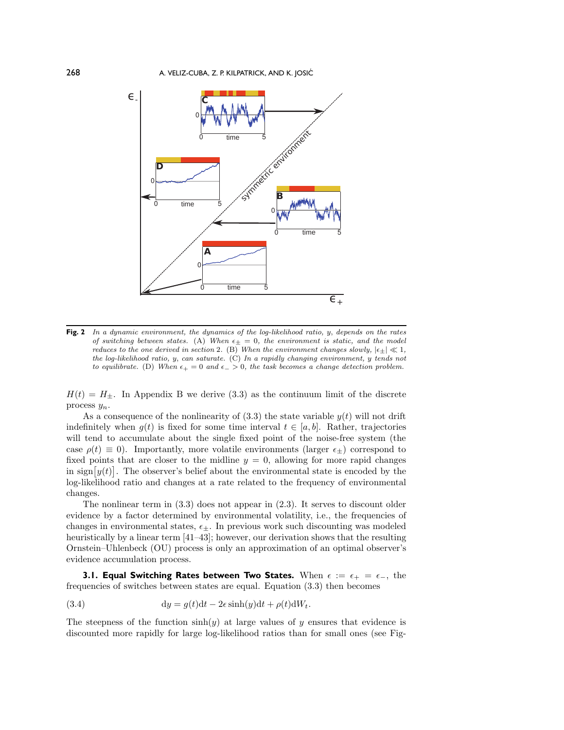**Fig. 2** *In a dynamic environment, the dynamics of the log-likelihood ratio, $y$, depends on the rates of switching between states.* (A) *When $\epsilon_\pm = 0$, the environment is static, and the model reduces to the one derived in section* 2. (B) *When the environment changes slowly, $|\epsilon_\pm| \ll 1$, the log-likelihood ratio, $y$, can saturate.* (C) *In a rapidly changing environment, $y$ tends not to equilibrate.* (D) *When $\epsilon_+ = 0$ and $\epsilon_- > 0$, the task becomes a change detection problem.*

$H(t) = H_\pm$. In Appendix B we derive (3.3) as the continuum limit of the discrete process $y_n$.

As a consequence of the nonlinearity of (3.3) the state variable $y(t)$ will not drift indefinitely when $g(t)$ is fixed for some time interval $t \in [a, b]$. Rather, trajectories will tend to accumulate about the single fixed point of the noise-free system (the case $\rho(t) \equiv 0$). Importantly, more volatile environments (larger $\epsilon_\pm$) correspond to fixed points that are closer to the midline $y = 0$, allowing for more rapid changes in $\text{sign}\big[y(t)\big]$. The observer's belief about the environmental state is encoded by the log-likelihood ratio and changes at a rate related to the frequency of environmental changes.

The nonlinear term in (3.3) does not appear in (2.3). It serves to discount older evidence by a factor determined by environmental volatility, i.e., the frequencies of changes in environmental states, $\epsilon_\pm$. In previous work such discounting was modeled heuristically by a linear term [41–43]; however, our derivation shows that the resulting Ornstein–Uhlenbeck (OU) process is only an approximation of an optimal observer's evidence accumulation process.

**3.1. Equal Switching Rates between Two States.** When $\epsilon := \epsilon_+ = \epsilon_-$, the frequencies of switches between states are equal. Equation (3.3) then becomes

$$\mathrm{d}y = g(t)\mathrm{d}t - 2\epsilon \sinh(y)\mathrm{d}t + \rho(t)\mathrm{d}W_t. \tag{3.4}$$

The steepness of the function $\sinh(y)$ at large values of $y$ ensures that evidence is discounted more rapidly for large log-likelihood ratios than for small ones (see Fig-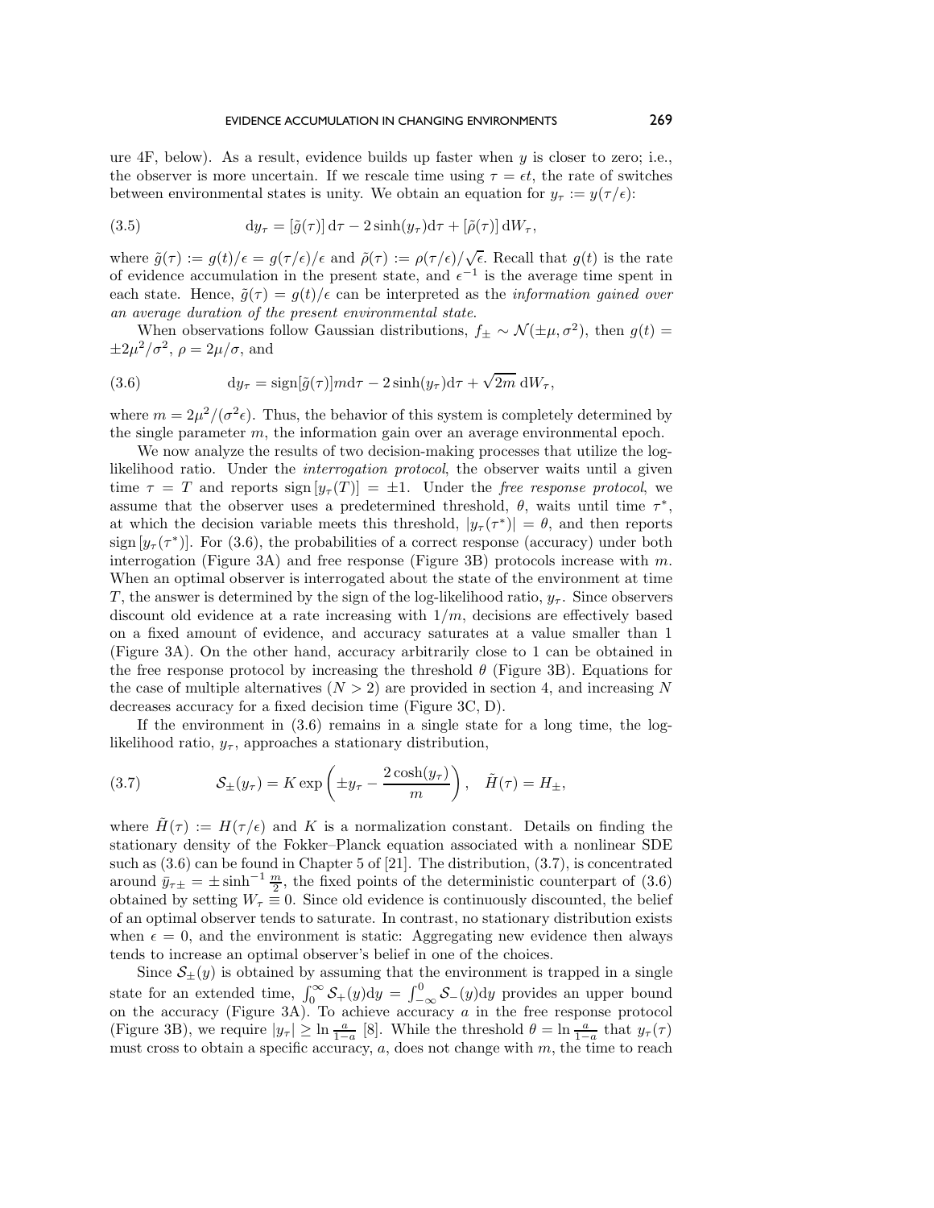ure 4F, below). As a result, evidence builds up faster when $y$ is closer to zero; i.e., the observer is more uncertain. If we rescale time using $\tau = \epsilon t$, the rate of switches between environmental states is unity. We obtain an equation for $y_\tau := y(\tau/\epsilon)$:

$$\mathrm{d}y_\tau = [\tilde{g}(\tau)]\,\mathrm{d}\tau - 2\sinh(y_\tau)\mathrm{d}\tau + [\tilde{\rho}(\tau)]\,\mathrm{d}W_\tau, \tag{3.5}$$

where $\tilde{g}(\tau) := g(t)/\epsilon = g(\tau/\epsilon)/\epsilon$ and $\tilde{\rho}(\tau) := \rho(\tau/\epsilon)/\sqrt{\epsilon}$. Recall that $g(t)$ is the rate of evidence accumulation in the present state, and $\epsilon^{-1}$ is the average time spent in each state. Hence, $\tilde{g}(\tau) = g(t)/\epsilon$ can be interpreted as the *information gained over an average duration of the present environmental state*.

When observations follow Gaussian distributions, $f_\pm \sim \mathcal{N}(\pm\mu, \sigma^2)$, then $g(t) = \pm 2\mu^2/\sigma^2$, $\rho = 2\mu/\sigma$, and

$$\mathrm{d}y_\tau = \mathrm{sign}[\tilde{g}(\tau)]m\mathrm{d}\tau - 2\sinh(y_\tau)\mathrm{d}\tau + \sqrt{2m}\,\mathrm{d}W_\tau, \tag{3.6}$$

where $m = 2\mu^2/(\sigma^2\epsilon)$. Thus, the behavior of this system is completely determined by the single parameter $m$, the information gain over an average environmental epoch.

We now analyze the results of two decision-making processes that utilize the log-likelihood ratio. Under the *interrogation protocol*, the observer waits until a given time $\tau = T$ and reports $\mathrm{sign}\,[y_\tau(T)] = \pm 1$. Under the *free response protocol*, we assume that the observer uses a predetermined threshold, $\theta$, waits until time $\tau^*$, at which the decision variable meets this threshold, $|y_\tau(\tau^*)| = \theta$, and then reports $\mathrm{sign}\,[y_\tau(\tau^*)]$. For (3.6), the probabilities of a correct response (accuracy) under both interrogation (Figure 3A) and free response (Figure 3B) protocols increase with $m$. When an optimal observer is interrogated about the state of the environment at time $T$, the answer is determined by the sign of the log-likelihood ratio, $y_\tau$. Since observers discount old evidence at a rate increasing with $1/m$, decisions are effectively based on a fixed amount of evidence, and accuracy saturates at a value smaller than 1 (Figure 3A). On the other hand, accuracy arbitrarily close to 1 can be obtained in the free response protocol by increasing the threshold $\theta$ (Figure 3B). Equations for the case of multiple alternatives ($N > 2$) are provided in section 4, and increasing $N$ decreases accuracy for a fixed decision time (Figure 3C, D).

If the environment in (3.6) remains in a single state for a long time, the log-likelihood ratio, $y_\tau$, approaches a stationary distribution,

$$\mathcal{S}_\pm(y_\tau) = K\exp\left(\pm y_\tau - \frac{2\cosh(y_\tau)}{m}\right), \quad \tilde{H}(\tau) = H_\pm, \tag{3.7}$$

where $\tilde{H}(\tau) := H(\tau/\epsilon)$ and $K$ is a normalization constant. Details on finding the stationary density of the Fokker–Planck equation associated with a nonlinear SDE such as (3.6) can be found in Chapter 5 of [21]. The distribution, (3.7), is concentrated around $\bar{y}_{\tau\pm} = \pm\sinh^{-1}\frac{m}{2}$, the fixed points of the deterministic counterpart of (3.6) obtained by setting $W_\tau \equiv 0$. Since old evidence is continuously discounted, the belief of an optimal observer tends to saturate. In contrast, no stationary distribution exists when $\epsilon = 0$, and the environment is static: Aggregating new evidence then always tends to increase an optimal observer's belief in one of the choices.

Since $\mathcal{S}_\pm(y)$ is obtained by assuming that the environment is trapped in a single state for an extended time, $\int_0^\infty \mathcal{S}_+(y)\mathrm{d}y = \int_{-\infty}^0 \mathcal{S}_-(y)\mathrm{d}y$ provides an upper bound on the accuracy (Figure 3A). To achieve accuracy $a$ in the free response protocol (Figure 3B), we require $|y_\tau| \geq \ln\frac{a}{1-a}$ [8]. While the threshold $\theta = \ln\frac{a}{1-a}$ that $y_\tau(\tau)$ must cross to obtain a specific accuracy, $a$, does not change with $m$, the time to reach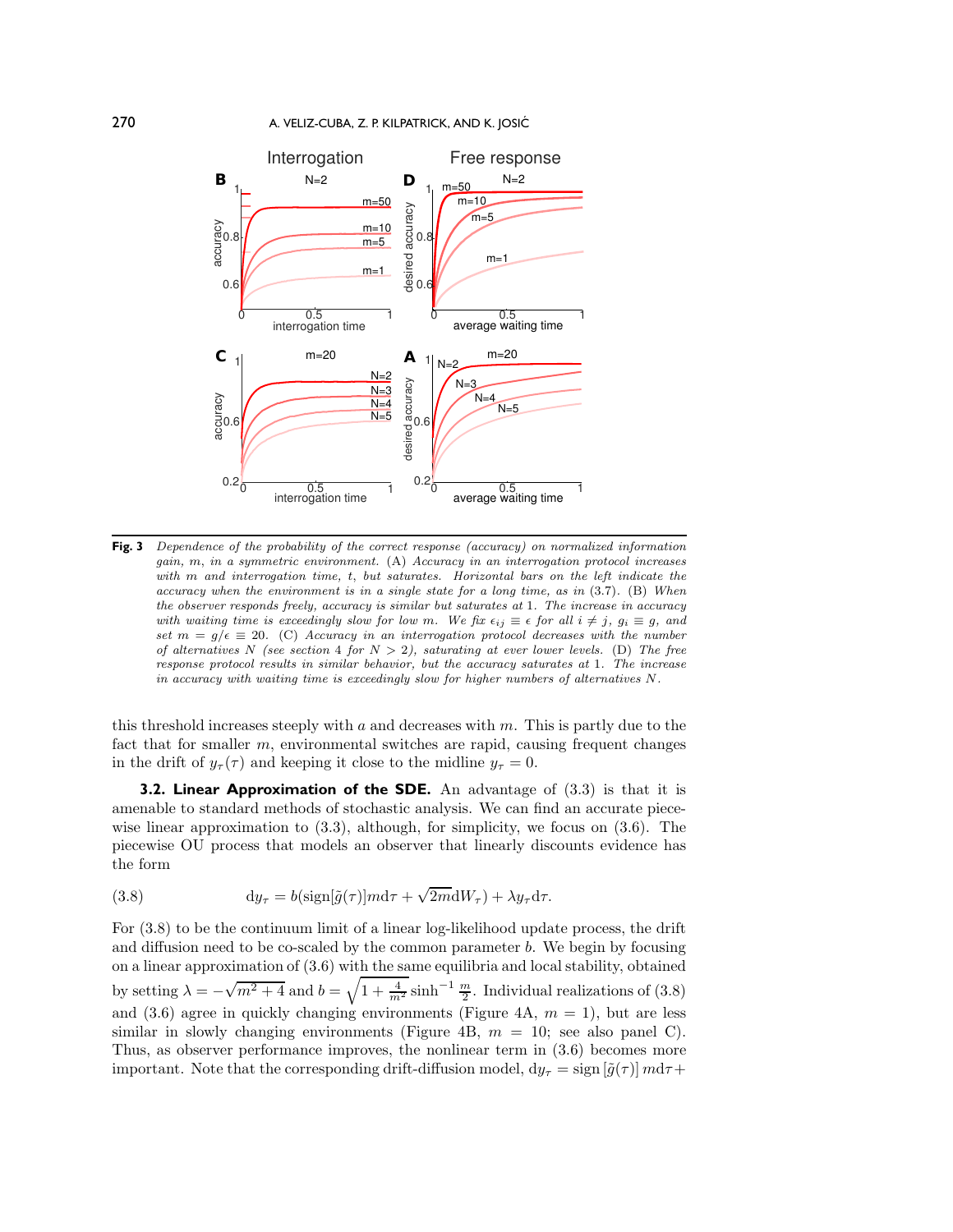**Fig. 3** *Dependence of the probability of the correct response (accuracy) on normalized information gain, $m$, in a symmetric environment. (A) Accuracy in an interrogation protocol increases with $m$ and interrogation time, $t$, but saturates. Horizontal bars on the left indicate the accuracy when the environment is in a single state for a long time, as in (3.7). (B) When the observer responds freely, accuracy is similar but saturates at 1. The increase in accuracy with waiting time is exceedingly slow for low $m$. We fix $\epsilon_{ij} \equiv \epsilon$ for all $i \neq j$, $g_i \equiv g$, and set $m = g/\epsilon \equiv 20$. (C) Accuracy in an interrogation protocol decreases with the number of alternatives $N$ (see section 4 for $N > 2$), saturating at ever lower levels. (D) The free response protocol results in similar behavior, but the accuracy saturates at 1. The increase in accuracy with waiting time is exceedingly slow for higher numbers of alternatives $N$.*

this threshold increases steeply with $a$ and decreases with $m$. This is partly due to the fact that for smaller $m$, environmental switches are rapid, causing frequent changes in the drift of $y_\tau(\tau)$ and keeping it close to the midline $y_\tau = 0$.

**3.2. Linear Approximation of the SDE.** An advantage of (3.3) is that it is amenable to standard methods of stochastic analysis. We can find an accurate piecewise linear approximation to (3.3), although, for simplicity, we focus on (3.6). The piecewise OU process that models an observer that linearly discounts evidence has the form

$$\mathrm{d}y_\tau = b(\mathrm{sign}[\tilde{g}(\tau)]m\mathrm{d}\tau + \sqrt{2m}\mathrm{d}W_\tau) + \lambda y_\tau \mathrm{d}\tau. \tag{3.8}$$

For (3.8) to be the continuum limit of a linear log-likelihood update process, the drift and diffusion need to be co-scaled by the common parameter $b$. We begin by focusing on a linear approximation of (3.6) with the same equilibria and local stability, obtained by setting $\lambda = -\sqrt{m^2+4}$ and $b = \sqrt{1+\frac{4}{m^2}}\sinh^{-1}\frac{m}{2}$. Individual realizations of (3.8) and (3.6) agree in quickly changing environments (Figure 4A, $m = 1$), but are less similar in slowly changing environments (Figure 4B, $m = 10$; see also panel C). Thus, as observer performance improves, the nonlinear term in (3.6) becomes more important. Note that the corresponding drift-diffusion model, $\mathrm{d}y_\tau = \mathrm{sign}\,[\tilde{g}(\tau)]\,m\mathrm{d}\tau+$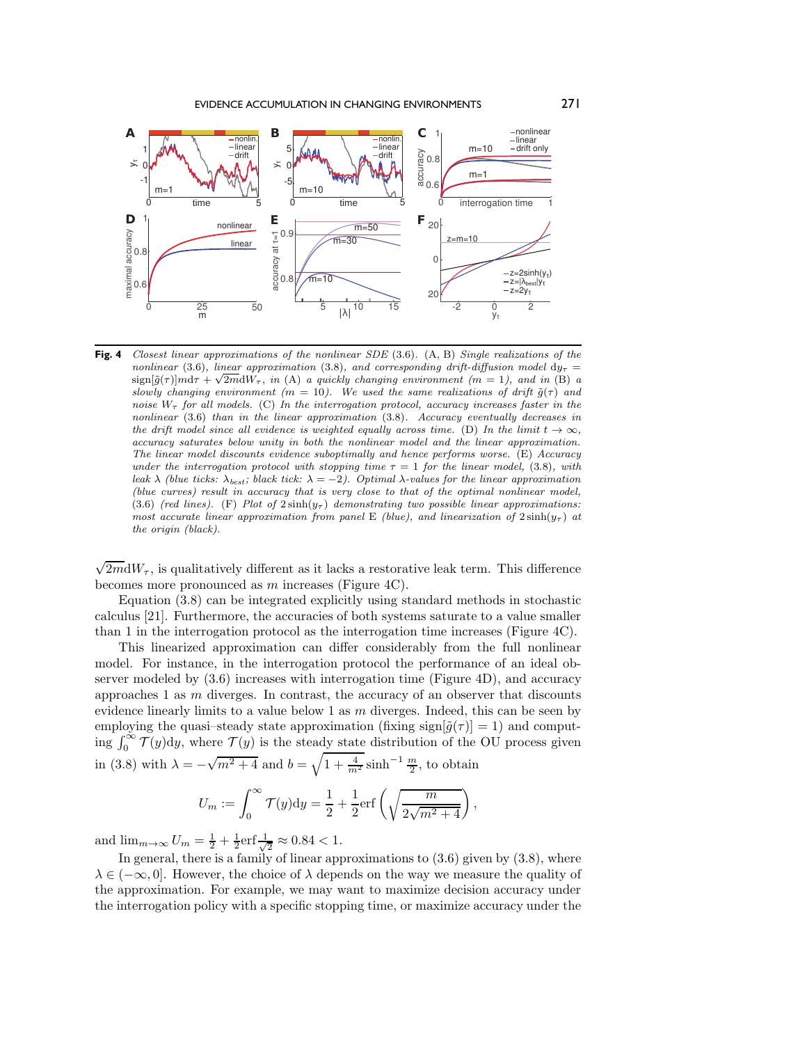**Fig. 4** *Closest linear approximations of the nonlinear SDE* (3.6). (A, B) *Single realizations of the nonlinear* (3.6), *linear approximation* (3.8), *and corresponding drift-diffusion model* $\mathrm{d}y_\tau = \mathrm{sign}[\tilde{g}(\tau)]m\mathrm{d}\tau + \sqrt{2m}\mathrm{d}W_\tau$, *in* (A) *a quickly changing environment* ($m = 1$), *and in* (B) *a slowly changing environment* ($m = 10$). *We used the same realizations of drift* $\tilde{g}(\tau)$ *and noise* $W_\tau$ *for all models.* (C) *In the interrogation protocol, accuracy increases faster in the nonlinear* (3.6) *than in the linear approximation* (3.8). *Accuracy eventually decreases in the drift model since all evidence is weighted equally across time.* (D) *In the limit* $t \to \infty$, *accuracy saturates below unity in both the nonlinear model and the linear approximation. The linear model discounts evidence suboptimally and hence performs worse.* (E) *Accuracy under the interrogation protocol with stopping time* $\tau = 1$ *for the linear model,* (3.8), *with leak* $\lambda$ *(blue ticks:* $\lambda_{best}$*; black tick:* $\lambda = -2$*). Optimal* $\lambda$*-values for the linear approximation (blue curves) result in accuracy that is very close to that of the optimal nonlinear model,* (3.6) *(red lines).* (F) *Plot of* $2\sinh(y_\tau)$ *demonstrating two possible linear approximations: most accurate linear approximation from panel* E *(blue), and linearization of* $2\sinh(y_\tau)$ *at the origin (black).*

$\sqrt{2m}\mathrm{d}W_\tau$, is qualitatively different as it lacks a restorative leak term. This difference becomes more pronounced as $m$ increases (Figure 4C).

Equation (3.8) can be integrated explicitly using standard methods in stochastic calculus [21]. Furthermore, the accuracies of both systems saturate to a value smaller than 1 in the interrogation protocol as the interrogation time increases (Figure 4C).

This linearized approximation can differ considerably from the full nonlinear model. For instance, in the interrogation protocol the performance of an ideal observer modeled by (3.6) increases with interrogation time (Figure 4D), and accuracy approaches 1 as $m$ diverges. In contrast, the accuracy of an observer that discounts evidence linearly limits to a value below 1 as $m$ diverges. Indeed, this can be seen by employing the quasi–steady state approximation (fixing $\mathrm{sign}[\tilde{g}(\tau)] = 1$) and computing $\int_0^\infty \mathcal{T}(y)\mathrm{d}y$, where $\mathcal{T}(y)$ is the steady state distribution of the OU process given in (3.8) with $\lambda = -\sqrt{m^2+4}$ and $b = \sqrt{1 + \frac{4}{m^2}}\sinh^{-1}\frac{m}{2}$, to obtain

$$U_m := \int_0^\infty \mathcal{T}(y)\mathrm{d}y = \frac{1}{2} + \frac{1}{2}\mathrm{erf}\left(\sqrt{\frac{m}{2\sqrt{m^2+4}}}\right),$$

and $\lim_{m\to\infty} U_m = \frac{1}{2} + \frac{1}{2}\mathrm{erf}\frac{1}{\sqrt{2}} \approx 0.84 < 1$.

In general, there is a family of linear approximations to (3.6) given by (3.8), where $\lambda \in (-\infty, 0]$. However, the choice of $\lambda$ depends on the way we measure the quality of the approximation. For example, we may want to maximize decision accuracy under the interrogation policy with a specific stopping time, or maximize accuracy under the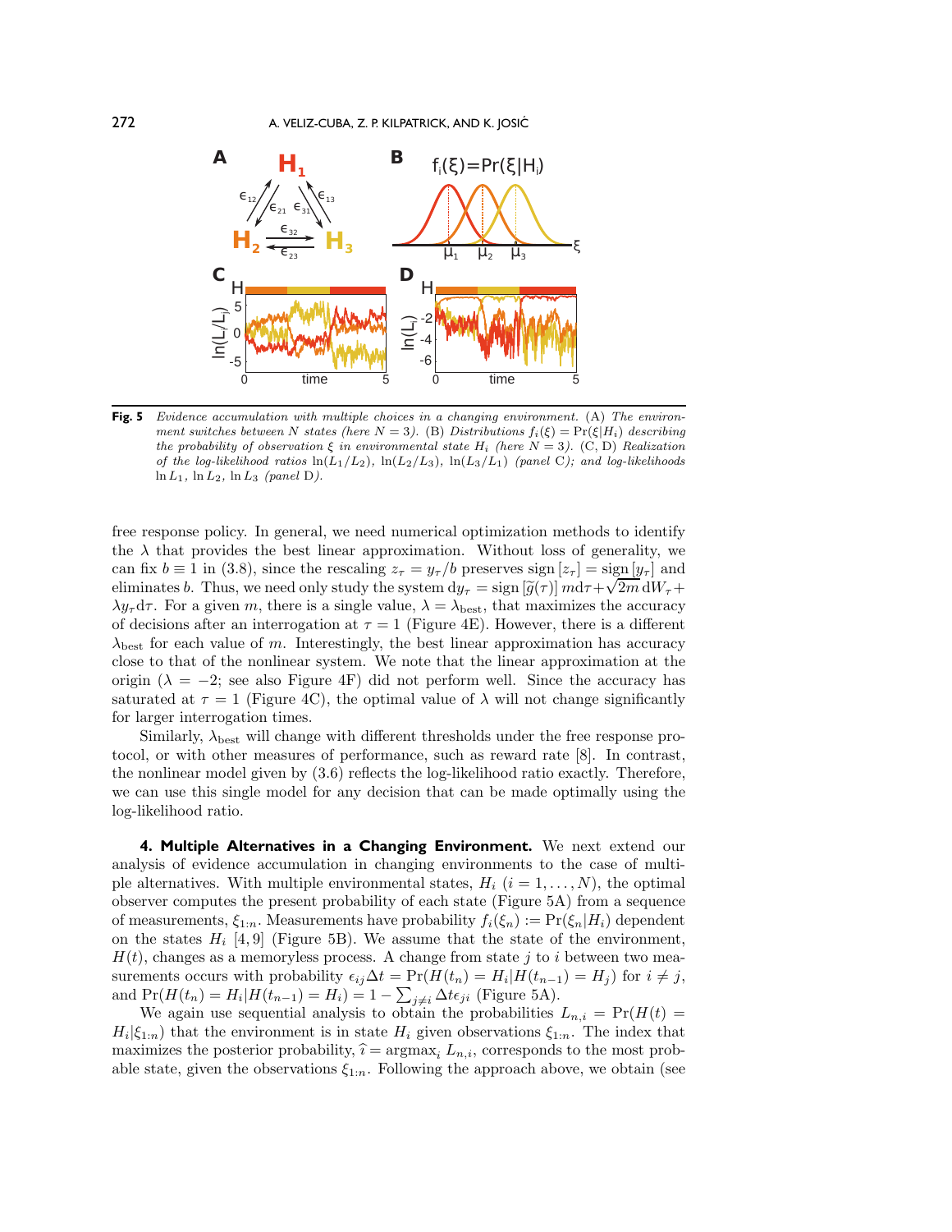**Fig. 5** *Evidence accumulation with multiple choices in a changing environment.* (A) *The environment switches between $N$ states (here $N = 3$).* (B) *Distributions $f_i(\xi) = \Pr(\xi|H_i)$ describing the probability of observation $\xi$ in environmental state $H_i$ (here $N = 3$).* (C, D) *Realization of the log-likelihood ratios $\ln(L_1/L_2)$, $\ln(L_2/L_3)$, $\ln(L_3/L_1)$ (panel* C*); and log-likelihoods $\ln L_1$, $\ln L_2$, $\ln L_3$ (panel* D*).*

free response policy. In general, we need numerical optimization methods to identify the $\lambda$ that provides the best linear approximation. Without loss of generality, we can fix $b \equiv 1$ in (3.8), since the rescaling $z_\tau = y_\tau/b$ preserves $\text{sign}\,[z_\tau] = \text{sign}\,[y_\tau]$ and eliminates $b$. Thus, we need only study the system $\mathrm{d}y_\tau = \text{sign}\,[\widetilde{g}(\tau)]\, m \mathrm{d}\tau + \sqrt{2m}\,\mathrm{d}W_\tau + \lambda y_\tau \mathrm{d}\tau$. For a given $m$, there is a single value, $\lambda = \lambda_{\text{best}}$, that maximizes the accuracy of decisions after an interrogation at $\tau = 1$ (Figure 4E). However, there is a different $\lambda_{\text{best}}$ for each value of $m$. Interestingly, the best linear approximation has accuracy close to that of the nonlinear system. We note that the linear approximation at the origin ($\lambda = -2$; see also Figure 4F) did not perform well. Since the accuracy has saturated at $\tau = 1$ (Figure 4C), the optimal value of $\lambda$ will not change significantly for larger interrogation times.

Similarly, $\lambda_{\text{best}}$ will change with different thresholds under the free response protocol, or with other measures of performance, such as reward rate [8]. In contrast, the nonlinear model given by (3.6) reflects the log-likelihood ratio exactly. Therefore, we can use this single model for any decision that can be made optimally using the log-likelihood ratio.

**4. Multiple Alternatives in a Changing Environment.** We next extend our analysis of evidence accumulation in changing environments to the case of multiple alternatives. With multiple environmental states, $H_i$ ($i = 1, \ldots, N$), the optimal observer computes the present probability of each state (Figure 5A) from a sequence of measurements, $\xi_{1:n}$. Measurements have probability $f_i(\xi_n) := \Pr(\xi_n|H_i)$ dependent on the states $H_i$ [4, 9] (Figure 5B). We assume that the state of the environment, $H(t)$, changes as a memoryless process. A change from state $j$ to $i$ between two measurements occurs with probability $\epsilon_{ij}\Delta t = \Pr(H(t_n) = H_i|H(t_{n-1}) = H_j)$ for $i \neq j$, and $\Pr(H(t_n) = H_i|H(t_{n-1}) = H_i) = 1 - \sum_{j \neq i} \Delta t \epsilon_{ji}$ (Figure 5A).

We again use sequential analysis to obtain the probabilities $L_{n,i} = \Pr(H(t) = H_i|\xi_{1:n})$ that the environment is in state $H_i$ given observations $\xi_{1:n}$. The index that maximizes the posterior probability, $\widehat{\imath} = \text{argmax}_i\, L_{n,i}$, corresponds to the most probable state, given the observations $\xi_{1:n}$. Following the approach above, we obtain (see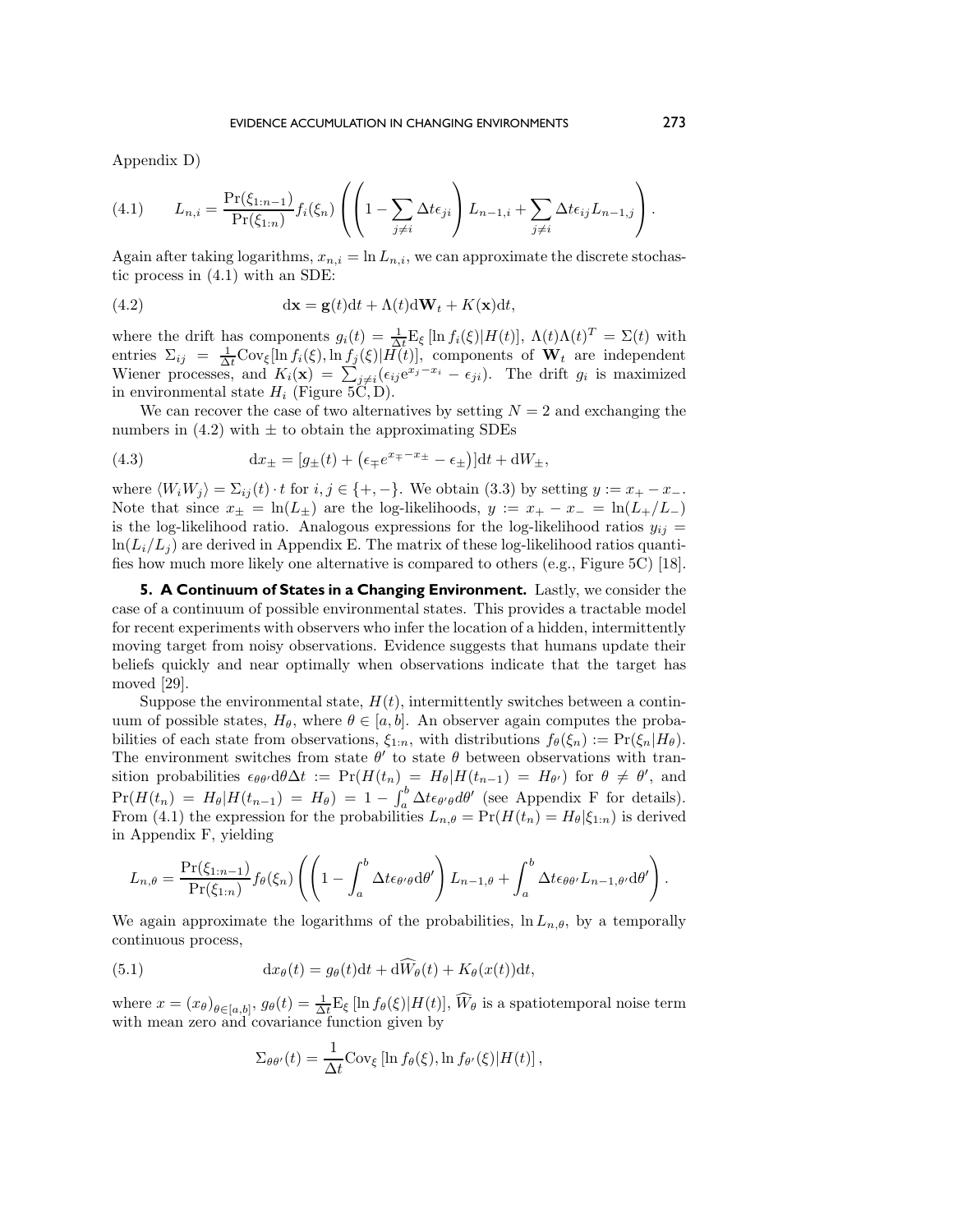Appendix D)

$$
L_{n,i} = \frac{\Pr(\xi_{1:n-1})}{\Pr(\xi_{1:n})} f_i(\xi_n) \left( \left( 1 - \sum_{j \neq i} \Delta t \epsilon_{ji} \right) L_{n-1,i} + \sum_{j \neq i} \Delta t \epsilon_{ij} L_{n-1,j} \right). \tag{4.1}
$$

Again after taking logarithms, $x_{n,i} = \ln L_{n,i}$, we can approximate the discrete stochastic process in (4.1) with an SDE:

$$
\mathrm{d}\mathbf{x} = \mathbf{g}(t)\mathrm{d}t + \Lambda(t)\mathrm{d}\mathbf{W}_t + K(\mathbf{x})\mathrm{d}t, \tag{4.2}
$$

where the drift has components $g_i(t) = \frac{1}{\Delta t}\mathrm{E}_\xi\left[\ln f_i(\xi)|H(t)\right]$, $\Lambda(t)\Lambda(t)^T = \Sigma(t)$ with entries $\Sigma_{ij} = \frac{1}{\Delta t}\mathrm{Cov}_\xi[\ln f_i(\xi), \ln f_j(\xi)|H(t)]$, components of $\mathbf{W}_t$ are independent Wiener processes, and $K_i(\mathbf{x}) = \sum_{j \neq i}(\epsilon_{ij}\mathrm{e}^{x_j - x_i} - \epsilon_{ji})$. The drift $g_i$ is maximized in environmental state $H_i$ (Figure 5C, D).

We can recover the case of two alternatives by setting $N = 2$ and exchanging the numbers in (4.2) with $\pm$ to obtain the approximating SDEs

$$
\mathrm{d}x_\pm = \left[g_\pm(t) + \left(\epsilon_\mp e^{x_\mp - x_\pm} - \epsilon_\pm\right)\right]\mathrm{d}t + \mathrm{d}W_\pm, \tag{4.3}
$$

where $\langle W_i W_j \rangle = \Sigma_{ij}(t) \cdot t$ for $i, j \in \{+, -\}$. We obtain (3.3) by setting $y := x_+ - x_-$. Note that since $x_\pm = \ln(L_\pm)$ are the log-likelihoods, $y := x_+ - x_- = \ln(L_+/L_-)$ is the log-likelihood ratio. Analogous expressions for the log-likelihood ratios $y_{ij} = \ln(L_i/L_j)$ are derived in Appendix E. The matrix of these log-likelihood ratios quantifies how much more likely one alternative is compared to others (e.g., Figure 5C) [18].

**5. A Continuum of States in a Changing Environment.** Lastly, we consider the case of a continuum of possible environmental states. This provides a tractable model for recent experiments with observers who infer the location of a hidden, intermittently moving target from noisy observations. Evidence suggests that humans update their beliefs quickly and near optimally when observations indicate that the target has moved [29].

Suppose the environmental state, $H(t)$, intermittently switches between a continuum of possible states, $H_\theta$, where $\theta \in [a, b]$. An observer again computes the probabilities of each state from observations, $\xi_{1:n}$, with distributions $f_\theta(\xi_n) := \Pr(\xi_n|H_\theta)$. The environment switches from state $\theta'$ to state $\theta$ between observations with transition probabilities $\epsilon_{\theta\theta'}\mathrm{d}\theta\Delta t := \Pr(H(t_n) = H_\theta | H(t_{n-1}) = H_{\theta'})$ for $\theta \neq \theta'$, and $\Pr(H(t_n) = H_\theta | H(t_{n-1}) = H_\theta) = 1 - \int_a^b \Delta t \epsilon_{\theta'\theta} d\theta'$ (see Appendix F for details). From (4.1) the expression for the probabilities $L_{n,\theta} = \Pr(H(t_n) = H_\theta|\xi_{1:n})$ is derived in Appendix F, yielding

$$
L_{n,\theta} = \frac{\Pr(\xi_{1:n-1})}{\Pr(\xi_{1:n})} f_\theta(\xi_n) \left( \left( 1 - \int_a^b \Delta t \epsilon_{\theta'\theta} \mathrm{d}\theta' \right) L_{n-1,\theta} + \int_a^b \Delta t \epsilon_{\theta\theta'} L_{n-1,\theta'} \mathrm{d}\theta' \right).
$$

We again approximate the logarithms of the probabilities, $\ln L_{n,\theta}$, by a temporally continuous process,

$$
\mathrm{d}x_\theta(t) = g_\theta(t)\mathrm{d}t + \mathrm{d}\widehat{W}_\theta(t) + K_\theta(x(t))\mathrm{d}t, \tag{5.1}
$$

where $x = (x_\theta)_{\theta \in [a,b]}$, $g_\theta(t) = \frac{1}{\Delta t}\mathrm{E}_\xi\left[\ln f_\theta(\xi)|H(t)\right]$, $\widehat{W}_\theta$ is a spatiotemporal noise term with mean zero and covariance function given by

$$
\Sigma_{\theta\theta'}(t) = \frac{1}{\Delta t}\mathrm{Cov}_\xi\left[\ln f_\theta(\xi), \ln f_{\theta'}(\xi)|H(t)\right],
$$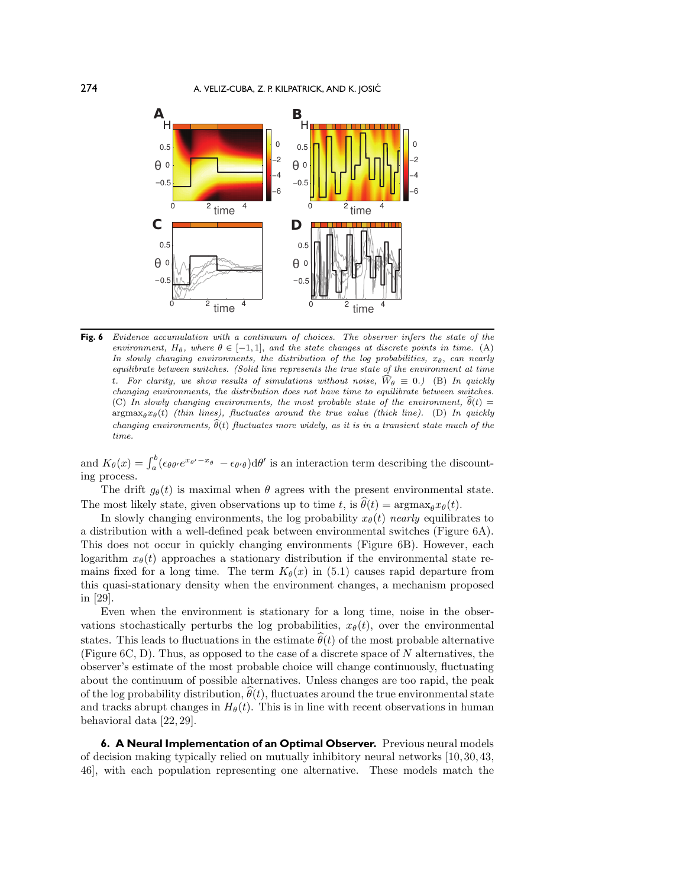**Fig. 6** *Evidence accumulation with a continuum of choices. The observer infers the state of the environment, $H_\theta$, where $\theta \in [-1, 1]$, and the state changes at discrete points in time.* (A) *In slowly changing environments, the distribution of the log probabilities, $x_\theta$, can nearly equilibrate between switches. (Solid line represents the true state of the environment at time $t$. For clarity, we show results of simulations without noise, $\widehat{W}_\theta \equiv 0$.)* (B) *In quickly changing environments, the distribution does not have time to equilibrate between switches.* (C) *In slowly changing environments, the most probable state of the environment, $\widehat{\theta}(t) = \mathrm{argmax}_\theta x_\theta(t)$ (thin lines), fluctuates around the true value (thick line).* (D) *In quickly changing environments, $\widehat{\theta}(t)$ fluctuates more widely, as it is in a transient state much of the time.*

and $K_\theta(x) = \int_a^b (\epsilon_{\theta\theta'} e^{x_{\theta'} - x_\theta} - \epsilon_{\theta'\theta})\mathrm{d}\theta'$ is an interaction term describing the discounting process.

The drift $g_\theta(t)$ is maximal when $\theta$ agrees with the present environmental state. The most likely state, given observations up to time $t$, is $\widehat{\theta}(t) = \mathrm{argmax}_\theta x_\theta(t)$.

In slowly changing environments, the log probability $x_\theta(t)$ *nearly* equilibrates to a distribution with a well-defined peak between environmental switches (Figure 6A). This does not occur in quickly changing environments (Figure 6B). However, each logarithm $x_\theta(t)$ approaches a stationary distribution if the environmental state remains fixed for a long time. The term $K_\theta(x)$ in (5.1) causes rapid departure from this quasi-stationary density when the environment changes, a mechanism proposed in [29].

Even when the environment is stationary for a long time, noise in the observations stochastically perturbs the log probabilities, $x_\theta(t)$, over the environmental states. This leads to fluctuations in the estimate $\widehat{\theta}(t)$ of the most probable alternative (Figure 6C, D). Thus, as opposed to the case of a discrete space of $N$ alternatives, the observer's estimate of the most probable choice will change continuously, fluctuating about the continuum of possible alternatives. Unless changes are too rapid, the peak of the log probability distribution, $\widehat{\theta}(t)$, fluctuates around the true environmental state and tracks abrupt changes in $H_\theta(t)$. This is in line with recent observations in human behavioral data [22, 29].

## 6. A Neural Implementation of an Optimal Observer.

Previous neural models of decision making typically relied on mutually inhibitory neural networks [10, 30, 43, 46], with each population representing one alternative. These models match the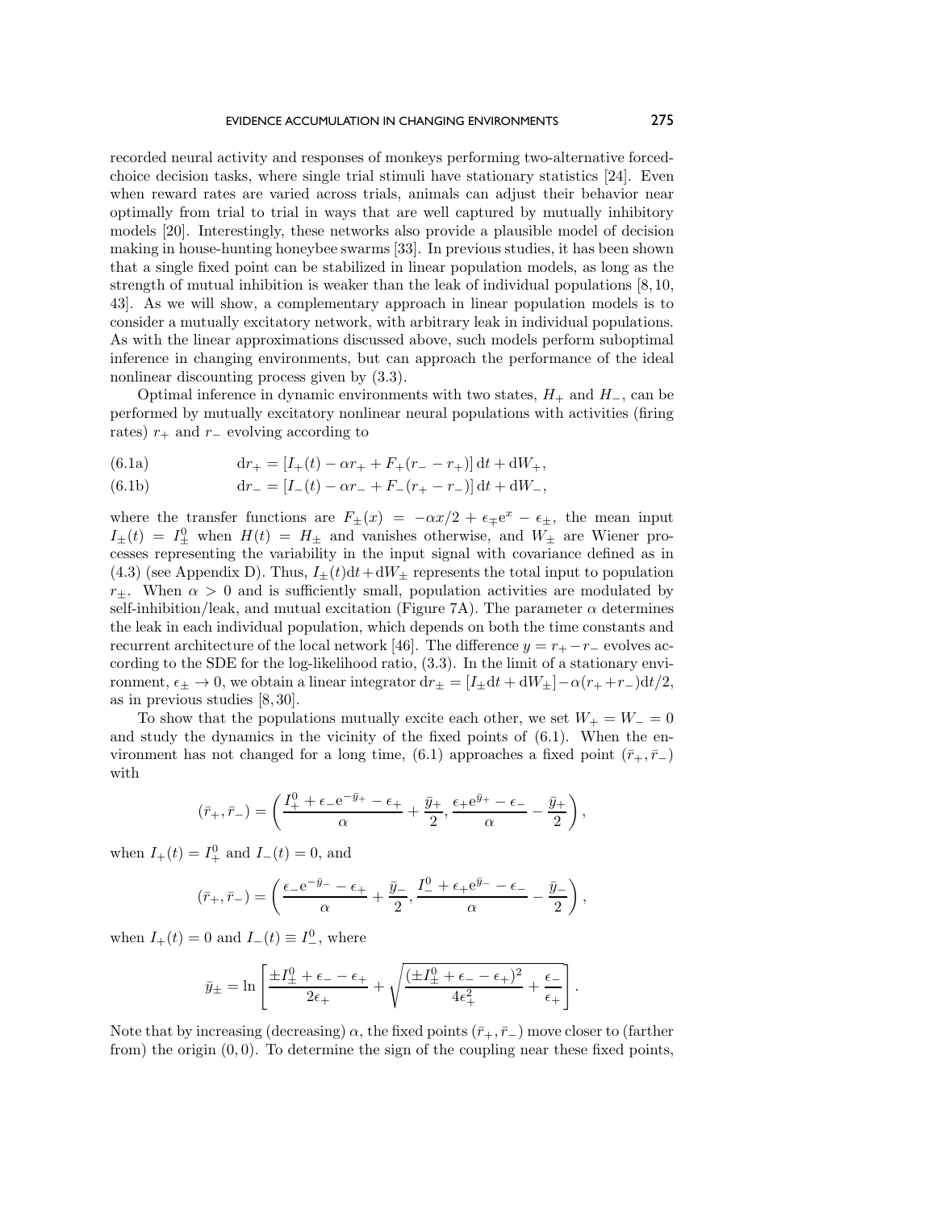recorded neural activity and responses of monkeys performing two-alternative forced-choice decision tasks, where single trial stimuli have stationary statistics [24]. Even when reward rates are varied across trials, animals can adjust their behavior near optimally from trial to trial in ways that are well captured by mutually inhibitory models [20]. Interestingly, these networks also provide a plausible model of decision making in house-hunting honeybee swarms [33]. In previous studies, it has been shown that a single fixed point can be stabilized in linear population models, as long as the strength of mutual inhibition is weaker than the leak of individual populations [8, 10, 43]. As we will show, a complementary approach in linear population models is to consider a mutually excitatory network, with arbitrary leak in individual populations. As with the linear approximations discussed above, such models perform suboptimal inference in changing environments, but can approach the performance of the ideal nonlinear discounting process given by (3.3).

Optimal inference in dynamic environments with two states, $H_+$ and $H_-$, can be performed by mutually excitatory nonlinear neural populations with activities (firing rates) $r_+$ and $r_-$ evolving according to

$$\mathrm{d}r_+ = [I_+(t) - \alpha r_+ + F_+(r_- - r_+)]\,\mathrm{d}t + \mathrm{d}W_+, \tag{6.1a}$$

$$\mathrm{d}r_- = [I_-(t) - \alpha r_- + F_-(r_+ - r_-)]\,\mathrm{d}t + \mathrm{d}W_-, \tag{6.1b}$$

where the transfer functions are $F_\pm(x) = -\alpha x/2 + \epsilon_\mp \mathrm{e}^x - \epsilon_\pm$, the mean input $I_\pm(t) = I_\pm^0$ when $H(t) = H_\pm$ and vanishes otherwise, and $W_\pm$ are Wiener processes representing the variability in the input signal with covariance defined as in (4.3) (see Appendix D). Thus, $I_\pm(t)\mathrm{d}t + \mathrm{d}W_\pm$ represents the total input to population $r_\pm$. When $\alpha > 0$ and is sufficiently small, population activities are modulated by self-inhibition/leak, and mutual excitation (Figure 7A). The parameter $\alpha$ determines the leak in each individual population, which depends on both the time constants and recurrent architecture of the local network [46]. The difference $y = r_+ - r_-$ evolves according to the SDE for the log-likelihood ratio, (3.3). In the limit of a stationary environment, $\epsilon_\pm \to 0$, we obtain a linear integrator $\mathrm{d}r_\pm = [I_\pm \mathrm{d}t + \mathrm{d}W_\pm] - \alpha(r_+ + r_-)\mathrm{d}t/2$, as in previous studies [8, 30].

To show that the populations mutually excite each other, we set $W_+ = W_- = 0$ and study the dynamics in the vicinity of the fixed points of (6.1). When the environment has not changed for a long time, (6.1) approaches a fixed point $(\bar{r}_+, \bar{r}_-)$ with

$$(\bar{r}_+, \bar{r}_-) = \left( \frac{I_+^0 + \epsilon_- \mathrm{e}^{-\bar{y}_+} - \epsilon_+}{\alpha} + \frac{\bar{y}_+}{2}, \frac{\epsilon_+ \mathrm{e}^{\bar{y}_+} - \epsilon_-}{\alpha} - \frac{\bar{y}_+}{2} \right),$$

when $I_+(t) = I_+^0$ and $I_-(t) = 0$, and

$$(\bar{r}_+, \bar{r}_-) = \left( \frac{\epsilon_- \mathrm{e}^{-\bar{y}_-} - \epsilon_+}{\alpha} + \frac{\bar{y}_-}{2}, \frac{I_-^0 + \epsilon_+ \mathrm{e}^{\bar{y}_-} - \epsilon_-}{\alpha} - \frac{\bar{y}_-}{2} \right),$$

when $I_+(t) = 0$ and $I_-(t) \equiv I_-^0$, where

$$\bar{y}_\pm = \ln \left[ \frac{\pm I_\pm^0 + \epsilon_- - \epsilon_+}{2\epsilon_+} + \sqrt{\frac{(\pm I_\pm^0 + \epsilon_- - \epsilon_+)^2}{4\epsilon_+^2} + \frac{\epsilon_-}{\epsilon_+}} \right].$$

Note that by increasing (decreasing) $\alpha$, the fixed points $(\bar{r}_+, \bar{r}_-)$ move closer to (farther from) the origin $(0, 0)$. To determine the sign of the coupling near these fixed points,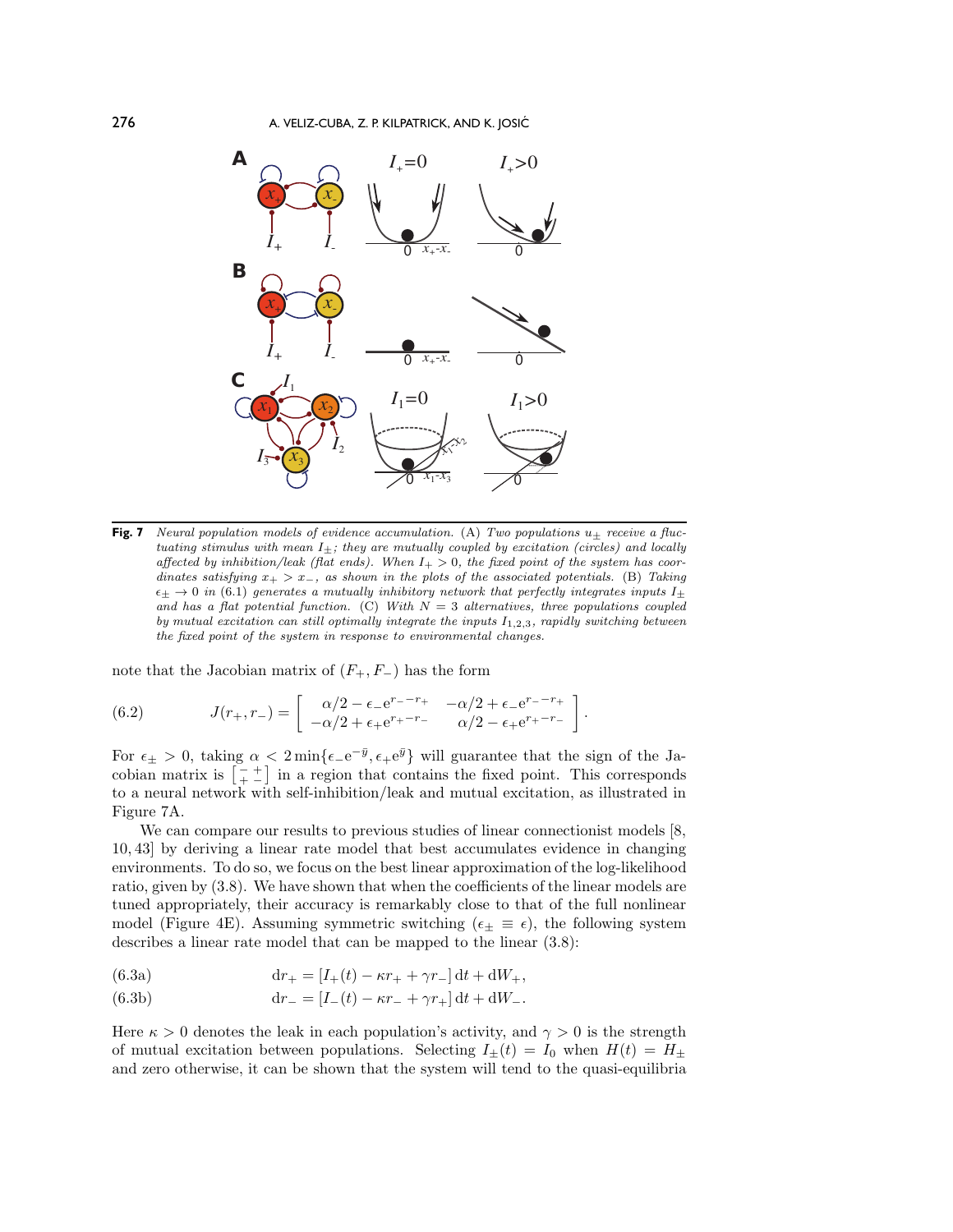**Fig. 7** *Neural population models of evidence accumulation. (A) Two populations $u_\pm$ receive a fluctuating stimulus with mean $I_\pm$; they are mutually coupled by excitation (circles) and locally affected by inhibition/leak (flat ends). When $I_+ > 0$, the fixed point of the system has coordinates satisfying $x_+ > x_-$, as shown in the plots of the associated potentials. (B) Taking $\epsilon_\pm \to 0$ in (6.1) generates a mutually inhibitory network that perfectly integrates inputs $I_\pm$ and has a flat potential function. (C) With $N = 3$ alternatives, three populations coupled by mutual excitation can still optimally integrate the inputs $I_{1,2,3}$, rapidly switching between the fixed point of the system in response to environmental changes.*

note that the Jacobian matrix of $(F_+, F_-)$ has the form

$$J(r_+, r_-) = \begin{bmatrix} \alpha/2 - \epsilon_- e^{r_- - r_+} & -\alpha/2 + \epsilon_- e^{r_- - r_+} \\ -\alpha/2 + \epsilon_+ e^{r_+ - r_-} & \alpha/2 - \epsilon_+ e^{r_+ - r_-} \end{bmatrix}. \tag{6.2}$$

For $\epsilon_\pm > 0$, taking $\alpha < 2\min\{\epsilon_- e^{-\bar{y}}, \epsilon_+ e^{\bar{y}}\}$ will guarantee that the sign of the Jacobian matrix is $\left[\begin{smallmatrix} - & + \\ + & - \end{smallmatrix}\right]$ in a region that contains the fixed point. This corresponds to a neural network with self-inhibition/leak and mutual excitation, as illustrated in Figure 7A.

We can compare our results to previous studies of linear connectionist models [8, 10, 43] by deriving a linear rate model that best accumulates evidence in changing environments. To do so, we focus on the best linear approximation of the log-likelihood ratio, given by (3.8). We have shown that when the coefficients of the linear models are tuned appropriately, their accuracy is remarkably close to that of the full nonlinear model (Figure 4E). Assuming symmetric switching ($\epsilon_\pm \equiv \epsilon$), the following system describes a linear rate model that can be mapped to the linear (3.8):

$$dr_+ = [I_+(t) - \kappa r_+ + \gamma r_-]\, dt + dW_+, \tag{6.3a}$$

$$dr_- = [I_-(t) - \kappa r_- + \gamma r_+]\, dt + dW_-. \tag{6.3b}$$

Here $\kappa > 0$ denotes the leak in each population's activity, and $\gamma > 0$ is the strength of mutual excitation between populations. Selecting $I_\pm(t) = I_0$ when $H(t) = H_\pm$ and zero otherwise, it can be shown that the system will tend to the quasi-equilibria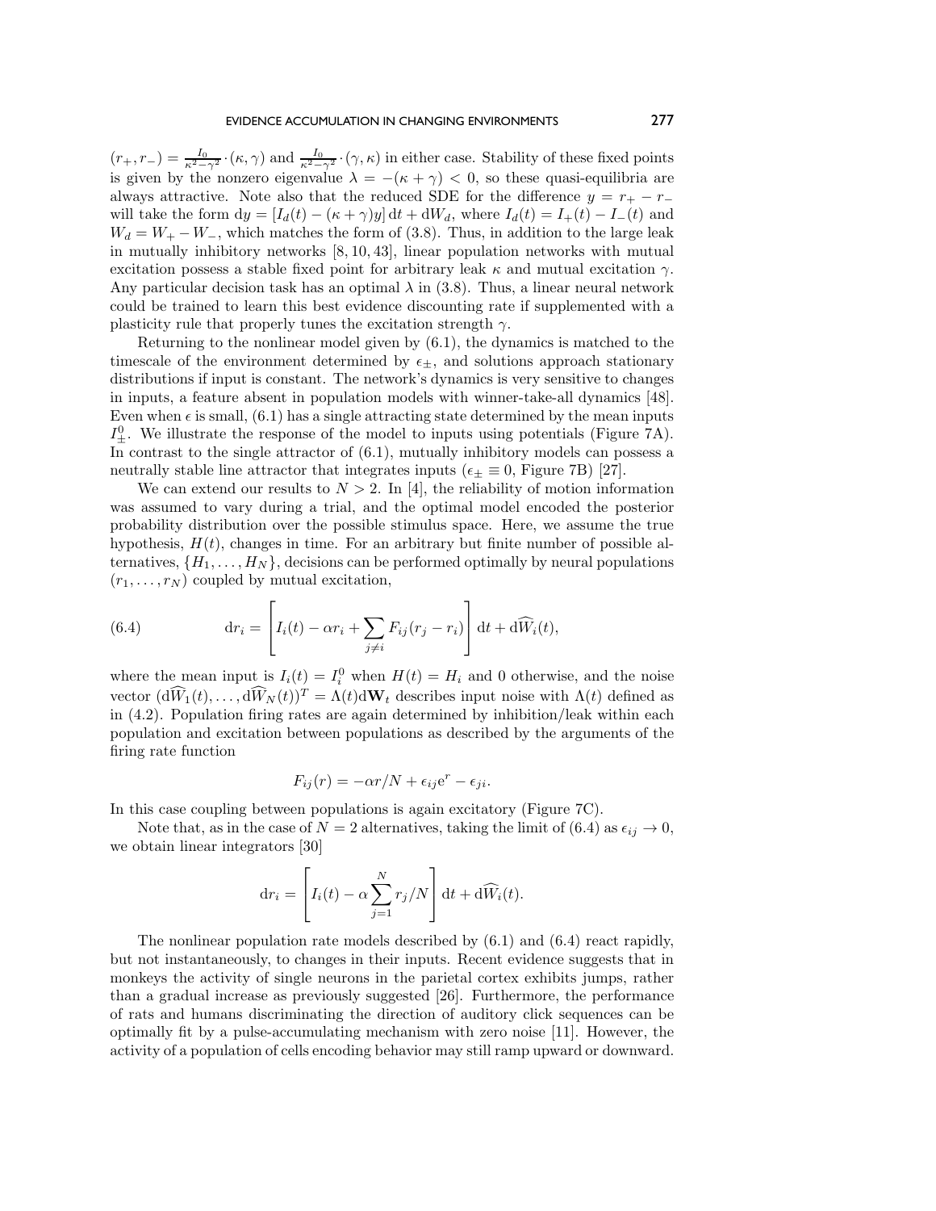$(r_+, r_-) = \frac{I_0}{\kappa^2 - \gamma^2} \cdot (\kappa, \gamma)$ and $\frac{I_0}{\kappa^2 - \gamma^2} \cdot (\gamma, \kappa)$ in either case. Stability of these fixed points is given by the nonzero eigenvalue $\lambda = -(\kappa + \gamma) < 0$, so these quasi-equilibria are always attractive. Note also that the reduced SDE for the difference $y = r_+ - r_-$ will take the form $\mathrm{d}y = [I_d(t) - (\kappa + \gamma)y]\,\mathrm{d}t + \mathrm{d}W_d$, where $I_d(t) = I_+(t) - I_-(t)$ and $W_d = W_+ - W_-$, which matches the form of (3.8). Thus, in addition to the large leak in mutually inhibitory networks [8, 10, 43], linear population networks with mutual excitation possess a stable fixed point for arbitrary leak $\kappa$ and mutual excitation $\gamma$. Any particular decision task has an optimal $\lambda$ in (3.8). Thus, a linear neural network could be trained to learn this best evidence discounting rate if supplemented with a plasticity rule that properly tunes the excitation strength $\gamma$.

Returning to the nonlinear model given by (6.1), the dynamics is matched to the timescale of the environment determined by $\epsilon_\pm$, and solutions approach stationary distributions if input is constant. The network's dynamics is very sensitive to changes in inputs, a feature absent in population models with winner-take-all dynamics [48]. Even when $\epsilon$ is small, (6.1) has a single attracting state determined by the mean inputs $I^0_\pm$. We illustrate the response of the model to inputs using potentials (Figure 7A). In contrast to the single attractor of (6.1), mutually inhibitory models can possess a neutrally stable line attractor that integrates inputs ($\epsilon_\pm \equiv 0$, Figure 7B) [27].

We can extend our results to $N > 2$. In [4], the reliability of motion information was assumed to vary during a trial, and the optimal model encoded the posterior probability distribution over the possible stimulus space. Here, we assume the true hypothesis, $H(t)$, changes in time. For an arbitrary but finite number of possible alternatives, $\{H_1, \ldots, H_N\}$, decisions can be performed optimally by neural populations $(r_1, \ldots, r_N)$ coupled by mutual excitation,

$$\mathrm{d}r_i = \left[ I_i(t) - \alpha r_i + \sum_{j \neq i} F_{ij}(r_j - r_i) \right] \mathrm{d}t + \mathrm{d}\widehat{W}_i(t), \tag{6.4}$$

where the mean input is $I_i(t) = I^0_i$ when $H(t) = H_i$ and 0 otherwise, and the noise vector $(\mathrm{d}\widehat{W}_1(t), \ldots, \mathrm{d}\widehat{W}_N(t))^T = \Lambda(t)\mathrm{d}\mathbf{W}_t$ describes input noise with $\Lambda(t)$ defined as in (4.2). Population firing rates are again determined by inhibition/leak within each population and excitation between populations as described by the arguments of the firing rate function

$$F_{ij}(r) = -\alpha r/N + \epsilon_{ij}\mathrm{e}^r - \epsilon_{ji}.$$

In this case coupling between populations is again excitatory (Figure 7C).

Note that, as in the case of $N = 2$ alternatives, taking the limit of (6.4) as $\epsilon_{ij} \to 0$, we obtain linear integrators [30]

$$\mathrm{d}r_i = \left[ I_i(t) - \alpha \sum_{j=1}^{N} r_j/N \right] \mathrm{d}t + \mathrm{d}\widehat{W}_i(t).$$

The nonlinear population rate models described by (6.1) and (6.4) react rapidly, but not instantaneously, to changes in their inputs. Recent evidence suggests that in monkeys the activity of single neurons in the parietal cortex exhibits jumps, rather than a gradual increase as previously suggested [26]. Furthermore, the performance of rats and humans discriminating the direction of auditory click sequences can be optimally fit by a pulse-accumulating mechanism with zero noise [11]. However, the activity of a population of cells encoding behavior may still ramp upward or downward.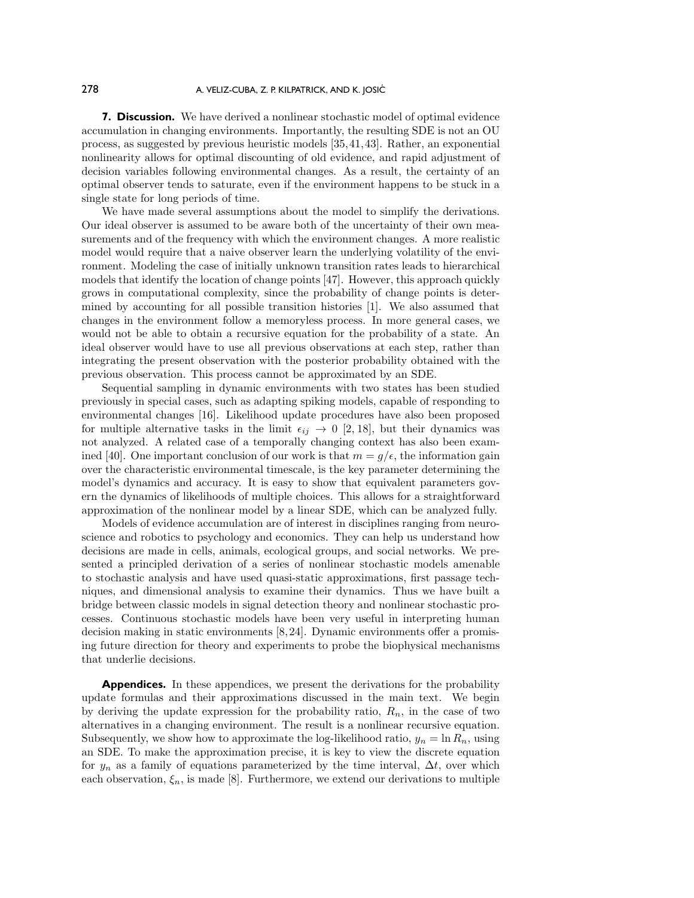## 7. Discussion.

We have derived a nonlinear stochastic model of optimal evidence accumulation in changing environments. Importantly, the resulting SDE is not an OU process, as suggested by previous heuristic models [35, 41, 43]. Rather, an exponential nonlinearity allows for optimal discounting of old evidence, and rapid adjustment of decision variables following environmental changes. As a result, the certainty of an optimal observer tends to saturate, even if the environment happens to be stuck in a single state for long periods of time.

We have made several assumptions about the model to simplify the derivations. Our ideal observer is assumed to be aware both of the uncertainty of their own measurements and of the frequency with which the environment changes. A more realistic model would require that a naive observer learn the underlying volatility of the environment. Modeling the case of initially unknown transition rates leads to hierarchical models that identify the location of change points [47]. However, this approach quickly grows in computational complexity, since the probability of change points is determined by accounting for all possible transition histories [1]. We also assumed that changes in the environment follow a memoryless process. In more general cases, we would not be able to obtain a recursive equation for the probability of a state. An ideal observer would have to use all previous observations at each step, rather than integrating the present observation with the posterior probability obtained with the previous observation. This process cannot be approximated by an SDE.

Sequential sampling in dynamic environments with two states has been studied previously in special cases, such as adapting spiking models, capable of responding to environmental changes [16]. Likelihood update procedures have also been proposed for multiple alternative tasks in the limit $\epsilon_{ij} \to 0$ [2, 18], but their dynamics was not analyzed. A related case of a temporally changing context has also been examined [40]. One important conclusion of our work is that $m = g/\epsilon$, the information gain over the characteristic environmental timescale, is the key parameter determining the model's dynamics and accuracy. It is easy to show that equivalent parameters govern the dynamics of likelihoods of multiple choices. This allows for a straightforward approximation of the nonlinear model by a linear SDE, which can be analyzed fully.

Models of evidence accumulation are of interest in disciplines ranging from neuroscience and robotics to psychology and economics. They can help us understand how decisions are made in cells, animals, ecological groups, and social networks. We presented a principled derivation of a series of nonlinear stochastic models amenable to stochastic analysis and have used quasi-static approximations, first passage techniques, and dimensional analysis to examine their dynamics. Thus we have built a bridge between classic models in signal detection theory and nonlinear stochastic processes. Continuous stochastic models have been very useful in interpreting human decision making in static environments [8, 24]. Dynamic environments offer a promising future direction for theory and experiments to probe the biophysical mechanisms that underlie decisions.

## Appendices.

In these appendices, we present the derivations for the probability update formulas and their approximations discussed in the main text. We begin by deriving the update expression for the probability ratio, $R_n$, in the case of two alternatives in a changing environment. The result is a nonlinear recursive equation. Subsequently, we show how to approximate the log-likelihood ratio, $y_n = \ln R_n$, using an SDE. To make the approximation precise, it is key to view the discrete equation for $y_n$ as a family of equations parameterized by the time interval, $\Delta t$, over which each observation, $\xi_n$, is made [8]. Furthermore, we extend our derivations to multiple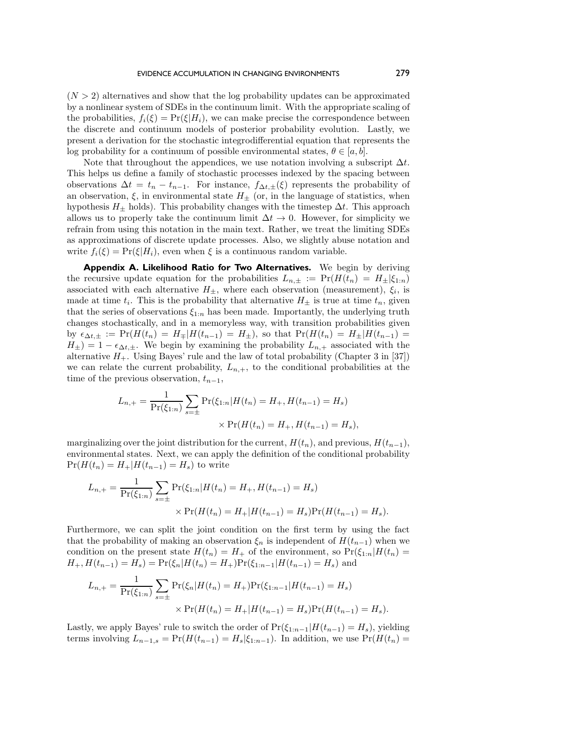$(N > 2)$ alternatives and show that the log probability updates can be approximated by a nonlinear system of SDEs in the continuum limit. With the appropriate scaling of the probabilities, $f_i(\xi) = \Pr(\xi|H_i)$, we can make precise the correspondence between the discrete and continuum models of posterior probability evolution. Lastly, we present a derivation for the stochastic integrodifferential equation that represents the log probability for a continuum of possible environmental states, $\theta \in [a, b]$.

Note that throughout the appendices, we use notation involving a subscript $\Delta t$. This helps us define a family of stochastic processes indexed by the spacing between observations $\Delta t = t_n - t_{n-1}$. For instance, $f_{\Delta t,\pm}(\xi)$ represents the probability of an observation, $\xi$, in environmental state $H_\pm$ (or, in the language of statistics, when hypothesis $H_\pm$ holds). This probability changes with the timestep $\Delta t$. This approach allows us to properly take the continuum limit $\Delta t \to 0$. However, for simplicity we refrain from using this notation in the main text. Rather, we treat the limiting SDEs as approximations of discrete update processes. Also, we slightly abuse notation and write $f_i(\xi) = \Pr(\xi|H_i)$, even when $\xi$ is a continuous random variable.

**Appendix A. Likelihood Ratio for Two Alternatives.** We begin by deriving the recursive update equation for the probabilities $L_{n,\pm} := \Pr(H(t_n) = H_\pm|\xi_{1:n})$ associated with each alternative $H_\pm$, where each observation (measurement), $\xi_i$, is made at time $t_i$. This is the probability that alternative $H_\pm$ is true at time $t_n$, given that the series of observations $\xi_{1:n}$ has been made. Importantly, the underlying truth changes stochastically, and in a memoryless way, with transition probabilities given by $\epsilon_{\Delta t,\pm} := \Pr(H(t_n) = H_\mp|H(t_{n-1}) = H_\pm)$, so that $\Pr(H(t_n) = H_\pm|H(t_{n-1}) = H_\pm) = 1 - \epsilon_{\Delta t,\pm}$. We begin by examining the probability $L_{n,+}$ associated with the alternative $H_+$. Using Bayes' rule and the law of total probability (Chapter 3 in [37]) we can relate the current probability, $L_{n,+}$, to the conditional probabilities at the time of the previous observation, $t_{n-1}$,

$$L_{n,+} = \frac{1}{\Pr(\xi_{1:n})} \sum_{s=\pm} \Pr(\xi_{1:n}|H(t_n) = H_+, H(t_{n-1}) = H_s) \times \Pr(H(t_n) = H_+, H(t_{n-1}) = H_s),$$

marginalizing over the joint distribution for the current, $H(t_n)$, and previous, $H(t_{n-1})$, environmental states. Next, we can apply the definition of the conditional probability $\Pr(H(t_n) = H_+|H(t_{n-1}) = H_s)$ to write

$$L_{n,+} = \frac{1}{\Pr(\xi_{1:n})} \sum_{s=\pm} \Pr(\xi_{1:n}|H(t_n) = H_+, H(t_{n-1}) = H_s) \times \Pr(H(t_n) = H_+|H(t_{n-1}) = H_s)\Pr(H(t_{n-1}) = H_s).$$

Furthermore, we can split the joint condition on the first term by using the fact that the probability of making an observation $\xi_n$ is independent of $H(t_{n-1})$ when we condition on the present state $H(t_n) = H_+$ of the environment, so $\Pr(\xi_{1:n}|H(t_n) = H_+, H(t_{n-1}) = H_s) = \Pr(\xi_n|H(t_n) = H_+)\Pr(\xi_{1:n-1}|H(t_{n-1}) = H_s)$ and

$$L_{n,+} = \frac{1}{\Pr(\xi_{1:n})} \sum_{s=\pm} \Pr(\xi_n|H(t_n) = H_+)\Pr(\xi_{1:n-1}|H(t_{n-1}) = H_s) \times \Pr(H(t_n) = H_+|H(t_{n-1}) = H_s)\Pr(H(t_{n-1}) = H_s).$$

Lastly, we apply Bayes' rule to switch the order of $\Pr(\xi_{1:n-1}|H(t_{n-1}) = H_s)$, yielding terms involving $L_{n-1,s} = \Pr(H(t_{n-1}) = H_s|\xi_{1:n-1})$. In addition, we use $\Pr(H(t_n) =$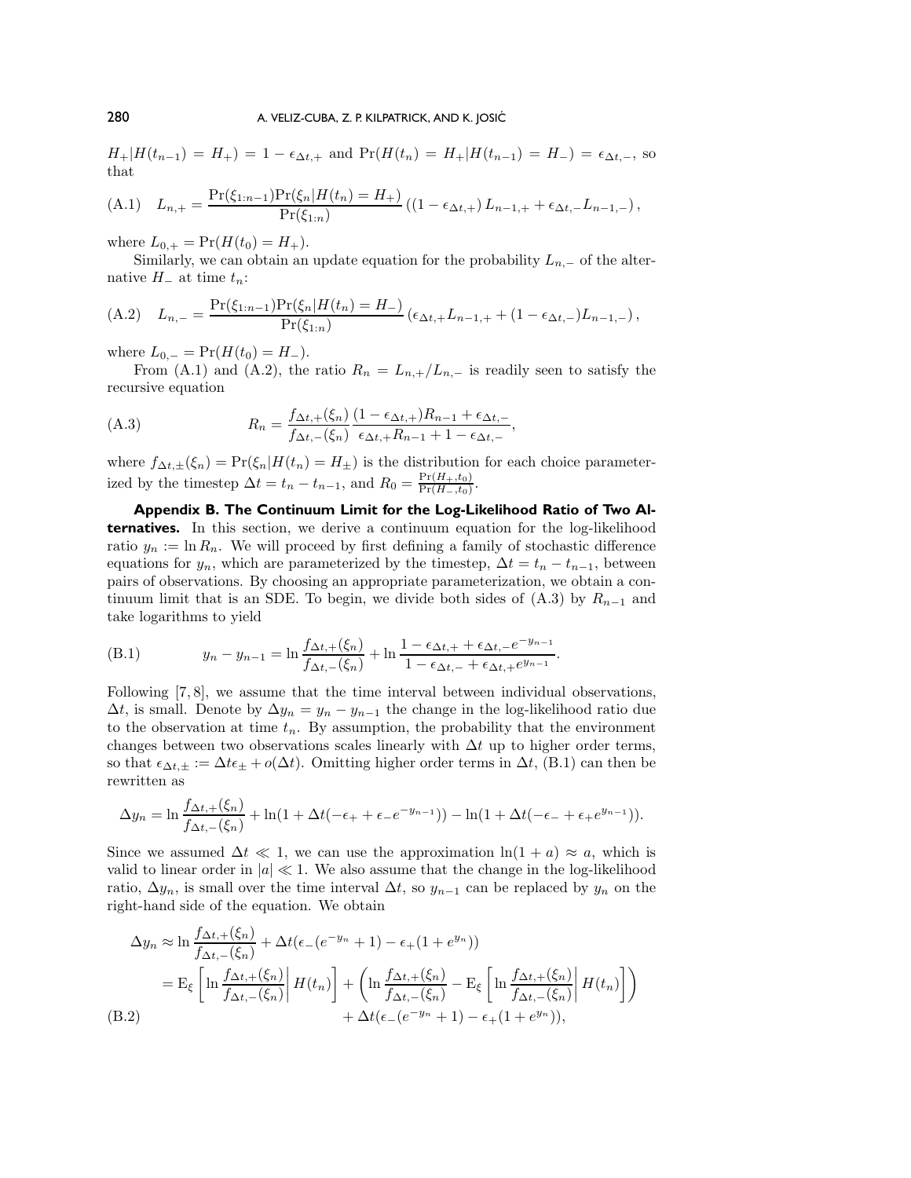$H_+|H(t_{n-1}) = H_+) = 1 - \epsilon_{\Delta t,+}$ and $\Pr(H(t_n) = H_+|H(t_{n-1}) = H_-) = \epsilon_{\Delta t,-}$, so that

$$L_{n,+} = \frac{\Pr(\xi_{1:n-1})\Pr(\xi_n|H(t_n) = H_+)}{\Pr(\xi_{1:n})} \left( (1 - \epsilon_{\Delta t,+}) L_{n-1,+} + \epsilon_{\Delta t,-} L_{n-1,-} \right), \tag{A.1}$$

where $L_{0,+} = \Pr(H(t_0) = H_+)$.

Similarly, we can obtain an update equation for the probability $L_{n,-}$ of the alternative $H_-$ at time $t_n$:

$$L_{n,-} = \frac{\Pr(\xi_{1:n-1})\Pr(\xi_n|H(t_n) = H_-)}{\Pr(\xi_{1:n})} \left( \epsilon_{\Delta t,+} L_{n-1,+} + (1 - \epsilon_{\Delta t,-}) L_{n-1,-} \right), \tag{A.2}$$

where $L_{0,-} = \Pr(H(t_0) = H_-)$.

From (A.1) and (A.2), the ratio $R_n = L_{n,+}/L_{n,-}$ is readily seen to satisfy the recursive equation

$$R_n = \frac{f_{\Delta t,+}(\xi_n)}{f_{\Delta t,-}(\xi_n)} \frac{(1 - \epsilon_{\Delta t,+})R_{n-1} + \epsilon_{\Delta t,-}}{\epsilon_{\Delta t,+}R_{n-1} + 1 - \epsilon_{\Delta t,-}}, \tag{A.3}$$

where $f_{\Delta t,\pm}(\xi_n) = \Pr(\xi_n|H(t_n) = H_\pm)$ is the distribution for each choice parameterized by the timestep $\Delta t = t_n - t_{n-1}$, and $R_0 = \frac{\Pr(H_+,t_0)}{\Pr(H_-,t_0)}$.

**Appendix B. The Continuum Limit for the Log-Likelihood Ratio of Two Alternatives.** In this section, we derive a continuum equation for the log-likelihood ratio $y_n := \ln R_n$. We will proceed by first defining a family of stochastic difference equations for $y_n$, which are parameterized by the timestep, $\Delta t = t_n - t_{n-1}$, between pairs of observations. By choosing an appropriate parameterization, we obtain a continuum limit that is an SDE. To begin, we divide both sides of (A.3) by $R_{n-1}$ and take logarithms to yield

$$y_n - y_{n-1} = \ln \frac{f_{\Delta t,+}(\xi_n)}{f_{\Delta t,-}(\xi_n)} + \ln \frac{1 - \epsilon_{\Delta t,+} + \epsilon_{\Delta t,-}e^{-y_{n-1}}}{1 - \epsilon_{\Delta t,-} + \epsilon_{\Delta t,+}e^{y_{n-1}}}. \tag{B.1}$$

Following [7, 8], we assume that the time interval between individual observations, $\Delta t$, is small. Denote by $\Delta y_n = y_n - y_{n-1}$ the change in the log-likelihood ratio due to the observation at time $t_n$. By assumption, the probability that the environment changes between two observations scales linearly with $\Delta t$ up to higher order terms, so that $\epsilon_{\Delta t,\pm} := \Delta t \epsilon_\pm + o(\Delta t)$. Omitting higher order terms in $\Delta t$, (B.1) can then be rewritten as

$$\Delta y_n = \ln \frac{f_{\Delta t,+}(\xi_n)}{f_{\Delta t,-}(\xi_n)} + \ln(1 + \Delta t(-\epsilon_+ + \epsilon_- e^{-y_{n-1}})) - \ln(1 + \Delta t(-\epsilon_- + \epsilon_+ e^{y_{n-1}})).$$

Since we assumed $\Delta t \ll 1$, we can use the approximation $\ln(1 + a) \approx a$, which is valid to linear order in $|a| \ll 1$. We also assume that the change in the log-likelihood ratio, $\Delta y_n$, is small over the time interval $\Delta t$, so $y_{n-1}$ can be replaced by $y_n$ on the right-hand side of the equation. We obtain

$$\begin{aligned}
\Delta y_n &\approx \ln \frac{f_{\Delta t,+}(\xi_n)}{f_{\Delta t,-}(\xi_n)} + \Delta t(\epsilon_-(e^{-y_n} + 1) - \epsilon_+(1 + e^{y_n})) \\
&= \mathrm{E}_\xi \left[ \ln \frac{f_{\Delta t,+}(\xi_n)}{f_{\Delta t,-}(\xi_n)} \middle| H(t_n) \right] + \left( \ln \frac{f_{\Delta t,+}(\xi_n)}{f_{\Delta t,-}(\xi_n)} - \mathrm{E}_\xi \left[ \ln \frac{f_{\Delta t,+}(\xi_n)}{f_{\Delta t,-}(\xi_n)} \middle| H(t_n) \right] \right) \\
&\qquad + \Delta t(\epsilon_-(e^{-y_n} + 1) - \epsilon_+(1 + e^{y_n})),
\end{aligned} \tag{B.2}$$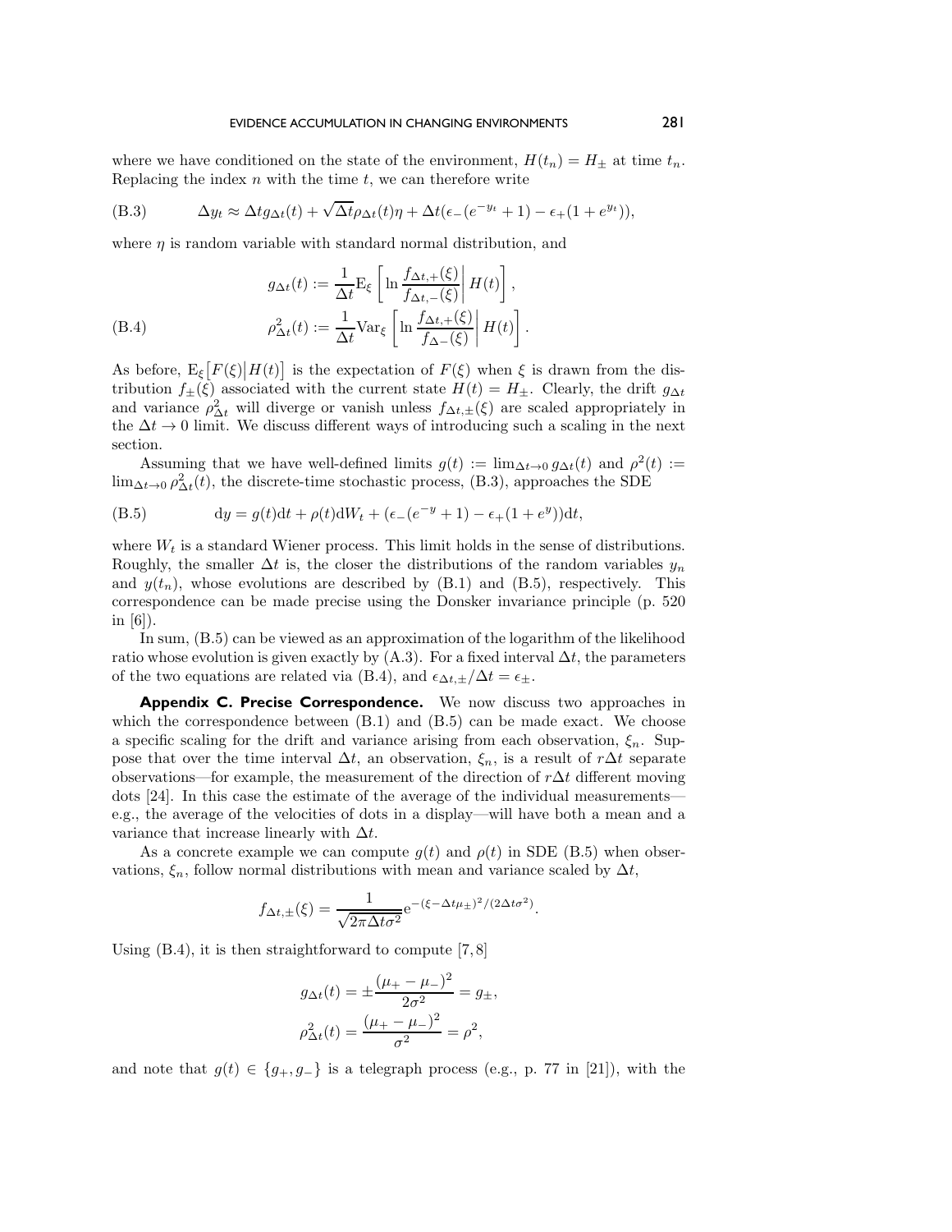where we have conditioned on the state of the environment, $H(t_n) = H_\pm$ at time $t_n$. Replacing the index $n$ with the time $t$, we can therefore write

$$\Delta y_t \approx \Delta t g_{\Delta t}(t) + \sqrt{\Delta t}\rho_{\Delta t}(t)\eta + \Delta t(\epsilon_-(e^{-y_t}+1) - \epsilon_+(1+e^{y_t})), \tag{B.3}$$

where $\eta$ is random variable with standard normal distribution, and

$$\begin{aligned} g_{\Delta t}(t) &:= \frac{1}{\Delta t}\mathrm{E}_\xi\left[\ln \frac{f_{\Delta t,+}(\xi)}{f_{\Delta t,-}(\xi)}\middle| H(t)\right], \\ \rho^2_{\Delta t}(t) &:= \frac{1}{\Delta t}\mathrm{Var}_\xi\left[\ln \frac{f_{\Delta t,+}(\xi)}{f_{\Delta -}(\xi)}\middle| H(t)\right]. \end{aligned} \tag{B.4}$$

As before, $\mathrm{E}_\xi\big[F(\xi)\big|H(t)\big]$ is the expectation of $F(\xi)$ when $\xi$ is drawn from the distribution $f_\pm(\xi)$ associated with the current state $H(t) = H_\pm$. Clearly, the drift $g_{\Delta t}$ and variance $\rho^2_{\Delta t}$ will diverge or vanish unless $f_{\Delta t,\pm}(\xi)$ are scaled appropriately in the $\Delta t \to 0$ limit. We discuss different ways of introducing such a scaling in the next section.

Assuming that we have well-defined limits $g(t) := \lim_{\Delta t\to 0} g_{\Delta t}(t)$ and $\rho^2(t) := \lim_{\Delta t \to 0}\rho^2_{\Delta t}(t)$, the discrete-time stochastic process, (B.3), approaches the SDE

$$\mathrm{d}y = g(t)\mathrm{d}t + \rho(t)\mathrm{d}W_t + (\epsilon_-(e^{-y}+1) - \epsilon_+(1+e^y))\mathrm{d}t, \tag{B.5}$$

where $W_t$ is a standard Wiener process. This limit holds in the sense of distributions. Roughly, the smaller $\Delta t$ is, the closer the distributions of the random variables $y_n$ and $y(t_n)$, whose evolutions are described by (B.1) and (B.5), respectively. This correspondence can be made precise using the Donsker invariance principle (p. 520 in [6]).

In sum, (B.5) can be viewed as an approximation of the logarithm of the likelihood ratio whose evolution is given exactly by (A.3). For a fixed interval $\Delta t$, the parameters of the two equations are related via (B.4), and $\epsilon_{\Delta t,\pm}/\Delta t = \epsilon_\pm$.

**Appendix C. Precise Correspondence.** We now discuss two approaches in which the correspondence between (B.1) and (B.5) can be made exact. We choose a specific scaling for the drift and variance arising from each observation, $\xi_n$. Suppose that over the time interval $\Delta t$, an observation, $\xi_n$, is a result of $r\Delta t$ separate observations—for example, the measurement of the direction of $r\Delta t$ different moving dots [24]. In this case the estimate of the average of the individual measurements—e.g., the average of the velocities of dots in a display—will have both a mean and a variance that increase linearly with $\Delta t$.

As a concrete example we can compute $g(t)$ and $\rho(t)$ in SDE (B.5) when observations, $\xi_n$, follow normal distributions with mean and variance scaled by $\Delta t$,

$$f_{\Delta t,\pm}(\xi) = \frac{1}{\sqrt{2\pi\Delta t\sigma^2}}\mathrm{e}^{-(\xi-\Delta t\mu_\pm)^2/(2\Delta t\sigma^2)}.$$

Using (B.4), it is then straightforward to compute [7,8]

$$\begin{aligned} g_{\Delta t}(t) &= \pm\frac{(\mu_+ - \mu_-)^2}{2\sigma^2} = g_\pm, \\ \rho^2_{\Delta t}(t) &= \frac{(\mu_+ - \mu_-)^2}{\sigma^2} = \rho^2, \end{aligned}$$

and note that $g(t) \in \{g_+, g_-\}$ is a telegraph process (e.g., p. 77 in [21]), with the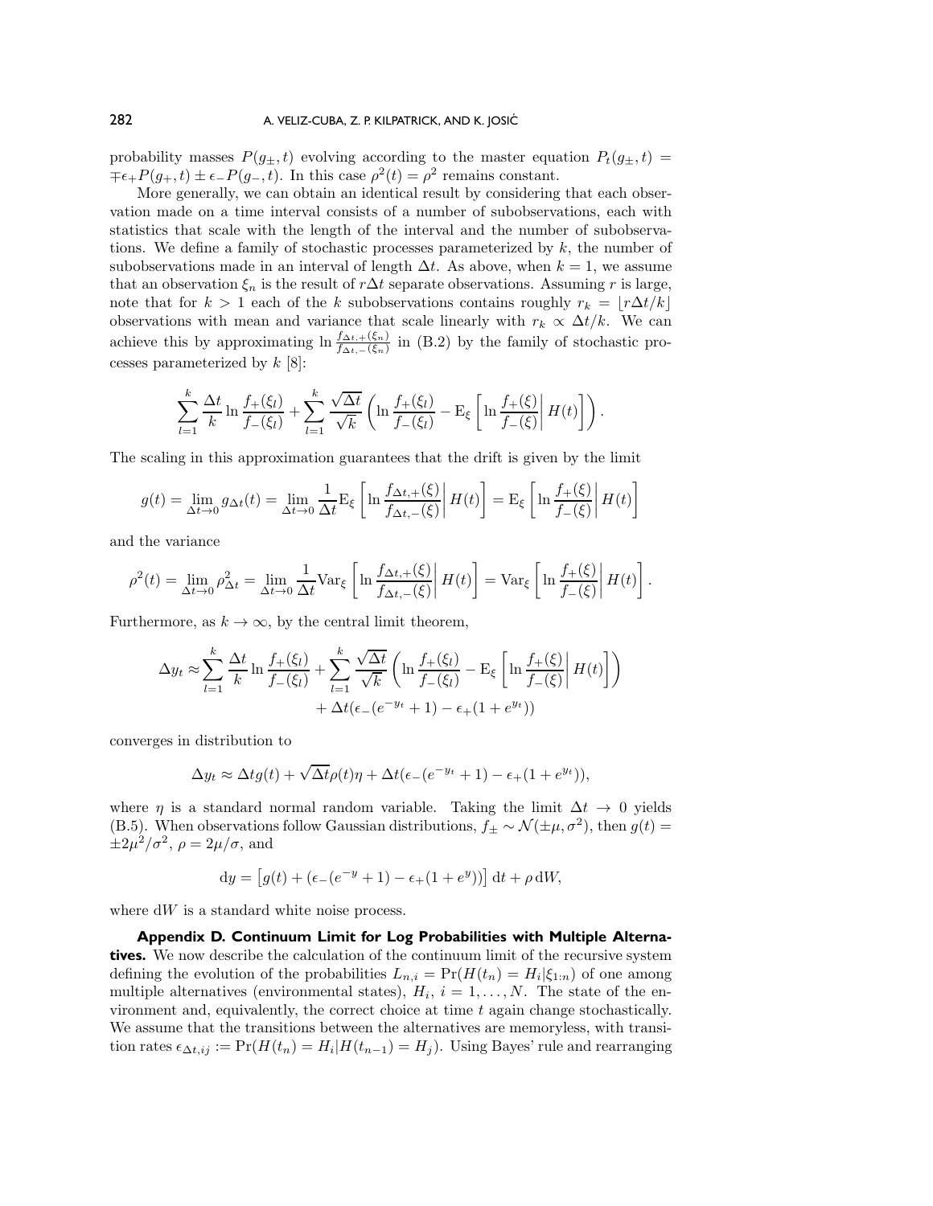probability masses $P(g_\pm, t)$ evolving according to the master equation $P_t(g_\pm, t) = \mp\epsilon_+ P(g_+, t) \pm \epsilon_- P(g_-, t)$. In this case $\rho^2(t) = \rho^2$ remains constant.

More generally, we can obtain an identical result by considering that each observation made on a time interval consists of a number of subobservations, each with statistics that scale with the length of the interval and the number of subobservations. We define a family of stochastic processes parameterized by $k$, the number of subobservations made in an interval of length $\Delta t$. As above, when $k = 1$, we assume that an observation $\xi_n$ is the result of $r\Delta t$ separate observations. Assuming $r$ is large, note that for $k > 1$ each of the $k$ subobservations contains roughly $r_k = \lfloor r\Delta t/k \rfloor$ observations with mean and variance that scale linearly with $r_k \propto \Delta t/k$. We can achieve this by approximating $\ln \frac{f_{\Delta t,+}(\xi_n)}{f_{\Delta t,-}(\xi_n)}$ in (B.2) by the family of stochastic processes parameterized by $k$ [8]:

$$\sum_{l=1}^{k} \frac{\Delta t}{k} \ln \frac{f_+(\xi_l)}{f_-(\xi_l)} + \sum_{l=1}^{k} \frac{\sqrt{\Delta t}}{\sqrt{k}} \left( \ln \frac{f_+(\xi_l)}{f_-(\xi_l)} - \mathrm{E}_\xi \left[ \ln \frac{f_+(\xi)}{f_-(\xi)} \middle| H(t) \right] \right).$$

The scaling in this approximation guarantees that the drift is given by the limit

$$g(t) = \lim_{\Delta t \to 0} g_{\Delta t}(t) = \lim_{\Delta t \to 0} \frac{1}{\Delta t} \mathrm{E}_\xi \left[ \ln \frac{f_{\Delta t,+}(\xi)}{f_{\Delta t,-}(\xi)} \middle| H(t) \right] = \mathrm{E}_\xi \left[ \ln \frac{f_+(\xi)}{f_-(\xi)} \middle| H(t) \right]$$

and the variance

$$\rho^2(t) = \lim_{\Delta t \to 0} \rho^2_{\Delta t} = \lim_{\Delta t \to 0} \frac{1}{\Delta t} \mathrm{Var}_\xi \left[ \ln \frac{f_{\Delta t,+}(\xi)}{f_{\Delta t,-}(\xi)} \middle| H(t) \right] = \mathrm{Var}_\xi \left[ \ln \frac{f_+(\xi)}{f_-(\xi)} \middle| H(t) \right].$$

Furthermore, as $k \to \infty$, by the central limit theorem,

$$\Delta y_t \approx \sum_{l=1}^{k} \frac{\Delta t}{k} \ln \frac{f_+(\xi_l)}{f_-(\xi_l)} + \sum_{l=1}^{k} \frac{\sqrt{\Delta t}}{\sqrt{k}} \left( \ln \frac{f_+(\xi_l)}{f_-(\xi_l)} - \mathrm{E}_\xi \left[ \ln \frac{f_+(\xi)}{f_-(\xi)} \middle| H(t) \right] \right) + \Delta t(\epsilon_-(e^{-y_t} + 1) - \epsilon_+(1 + e^{y_t}))$$

converges in distribution to

$$\Delta y_t \approx \Delta t g(t) + \sqrt{\Delta t}\rho(t)\eta + \Delta t(\epsilon_-(e^{-y_t} + 1) - \epsilon_+(1 + e^{y_t})),$$

where $\eta$ is a standard normal random variable. Taking the limit $\Delta t \to 0$ yields (B.5). When observations follow Gaussian distributions, $f_\pm \sim \mathcal{N}(\pm\mu, \sigma^2)$, then $g(t) = \pm 2\mu^2/\sigma^2$, $\rho = 2\mu/\sigma$, and

$$\mathrm{d}y = \left[ g(t) + (\epsilon_-(e^{-y} + 1) - \epsilon_+(1 + e^y)) \right] \mathrm{d}t + \rho\, \mathrm{d}W,$$

where $\mathrm{d}W$ is a standard white noise process.

**Appendix D. Continuum Limit for Log Probabilities with Multiple Alternatives.** We now describe the calculation of the continuum limit of the recursive system defining the evolution of the probabilities $L_{n,i} = \Pr(H(t_n) = H_i | \xi_{1:n})$ of one among multiple alternatives (environmental states), $H_i$, $i = 1, \ldots, N$. The state of the environment and, equivalently, the correct choice at time $t$ again change stochastically. We assume that the transitions between the alternatives are memoryless, with transition rates $\epsilon_{\Delta t, ij} := \Pr(H(t_n) = H_i | H(t_{n-1}) = H_j)$. Using Bayes' rule and rearranging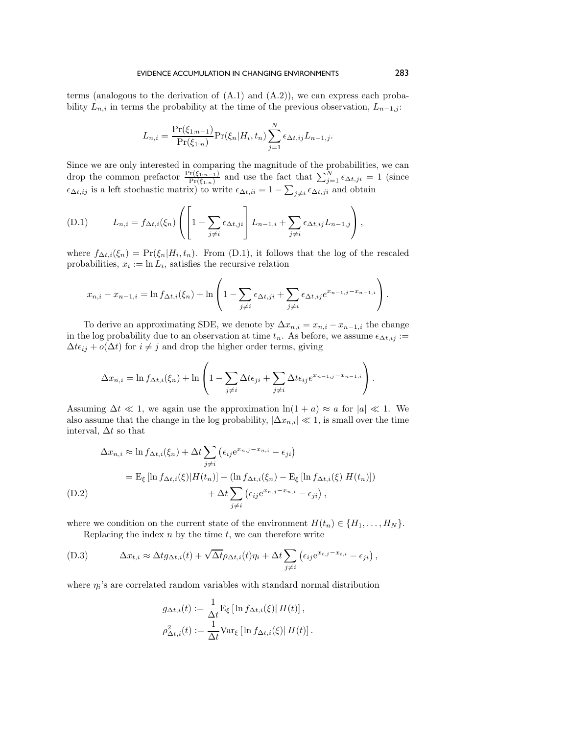terms (analogous to the derivation of (A.1) and (A.2)), we can express each probability $L_{n,i}$ in terms the probability at the time of the previous observation, $L_{n-1,j}$:

$$L_{n,i} = \frac{\Pr(\xi_{1:n-1})}{\Pr(\xi_{1:n})} \Pr(\xi_n | H_i, t_n) \sum_{j=1}^{N} \epsilon_{\Delta t,ij} L_{n-1,j}.$$

Since we are only interested in comparing the magnitude of the probabilities, we can drop the common prefactor $\frac{\Pr(\xi_{1:n-1})}{\Pr(\xi_{1:n})}$ and use the fact that $\sum_{j=1}^{N} \epsilon_{\Delta t,ji} = 1$ (since $\epsilon_{\Delta t,ij}$ is a left stochastic matrix) to write $\epsilon_{\Delta t,ii} = 1 - \sum_{j \neq i} \epsilon_{\Delta t,ji}$ and obtain

$$L_{n,i} = f_{\Delta t,i}(\xi_n) \left( \left[ 1 - \sum_{j \neq i} \epsilon_{\Delta t,ji} \right] L_{n-1,i} + \sum_{j \neq i} \epsilon_{\Delta t,ij} L_{n-1,j} \right), \tag{D.1}$$

where $f_{\Delta t,i}(\xi_n) = \Pr(\xi_n | H_i, t_n)$. From (D.1), it follows that the log of the rescaled probabilities, $x_i := \ln L_i$, satisfies the recursive relation

$$x_{n,i} - x_{n-1,i} = \ln f_{\Delta t,i}(\xi_n) + \ln \left( 1 - \sum_{j \neq i} \epsilon_{\Delta t,ji} + \sum_{j \neq i} \epsilon_{\Delta t,ij} e^{x_{n-1,j} - x_{n-1,i}} \right).$$

To derive an approximating SDE, we denote by $\Delta x_{n,i} = x_{n,i} - x_{n-1,i}$ the change in the log probability due to an observation at time $t_n$. As before, we assume $\epsilon_{\Delta t,ij} := \Delta t \epsilon_{ij} + o(\Delta t)$ for $i \neq j$ and drop the higher order terms, giving

$$\Delta x_{n,i} = \ln f_{\Delta t,i}(\xi_n) + \ln \left( 1 - \sum_{j \neq i} \Delta t \epsilon_{ji} + \sum_{j \neq i} \Delta t \epsilon_{ij} e^{x_{n-1,j} - x_{n-1,i}} \right).$$

Assuming $\Delta t \ll 1$, we again use the approximation $\ln(1 + a) \approx a$ for $|a| \ll 1$. We also assume that the change in the log probability, $|\Delta x_{n,i}| \ll 1$, is small over the time interval, $\Delta t$ so that

$$\begin{aligned} \Delta x_{n,i} &\approx \ln f_{\Delta t,i}(\xi_n) + \Delta t \sum_{j \neq i} \left( \epsilon_{ij} e^{x_{n,j} - x_{n,i}} - \epsilon_{ji} \right) \\ &= \mathrm{E}_{\xi} \left[ \ln f_{\Delta t,i}(\xi) | H(t_n) \right] + \left( \ln f_{\Delta t,i}(\xi_n) - \mathrm{E}_{\xi} \left[ \ln f_{\Delta t,i}(\xi) | H(t_n) \right] \right) \\ &\qquad + \Delta t \sum_{j \neq i} \left( \epsilon_{ij} e^{x_{n,j} - x_{n,i}} - \epsilon_{ji} \right), \end{aligned} \tag{D.2}$$

where we condition on the current state of the environment $H(t_n) \in \{H_1, \ldots, H_N\}$.

Replacing the index $n$ by the time $t$, we can therefore write

$$\Delta x_{t,i} \approx \Delta t g_{\Delta t,i}(t) + \sqrt{\Delta t} \rho_{\Delta t,i}(t) \eta_i + \Delta t \sum_{j \neq i} \left( \epsilon_{ij} e^{x_{t,j} - x_{t,i}} - \epsilon_{ji} \right), \tag{D.3}$$

where $\eta_i$'s are correlated random variables with standard normal distribution

$$g_{\Delta t,i}(t) := \frac{1}{\Delta t} \mathrm{E}_{\xi} \left[ \ln f_{\Delta t,i}(\xi) | H(t) \right],$$
$$\rho^2_{\Delta t,i}(t) := \frac{1}{\Delta t} \mathrm{Var}_{\xi} \left[ \ln f_{\Delta t,i}(\xi) | H(t) \right].$$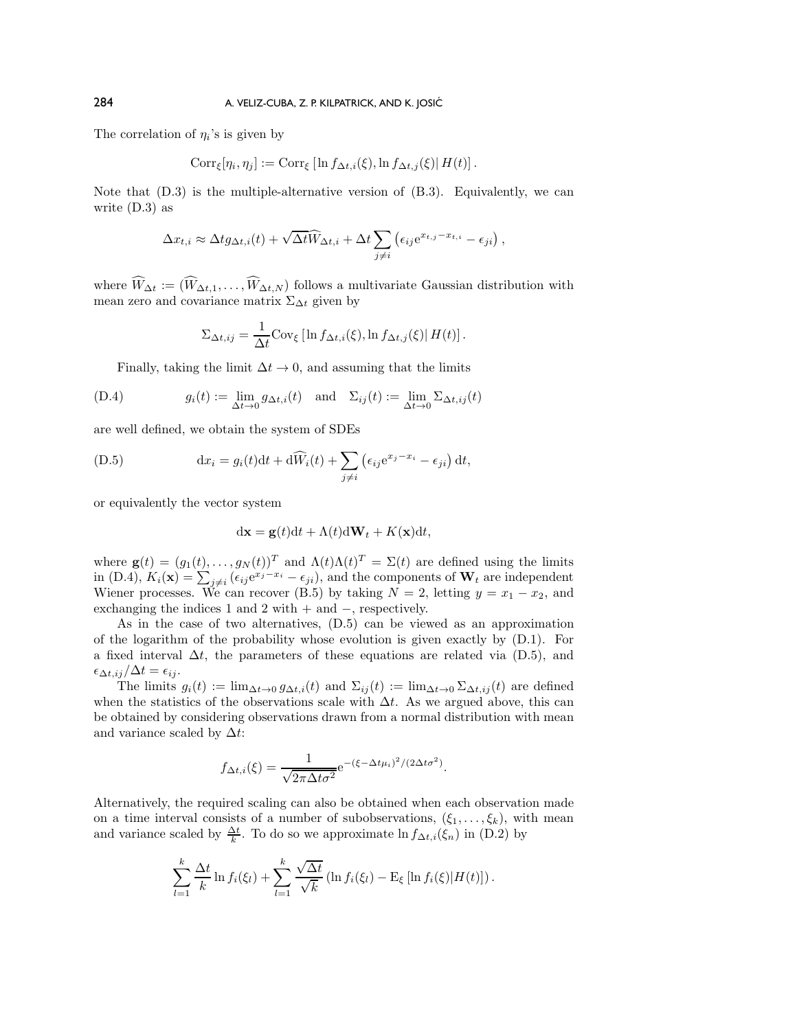The correlation of $\eta_i$'s is given by

$$\mathrm{Corr}_\xi[\eta_i, \eta_j] := \mathrm{Corr}_\xi \left[\ln f_{\Delta t,i}(\xi), \ln f_{\Delta t,j}(\xi) \middle| H(t)\right].$$

Note that (D.3) is the multiple-alternative version of (B.3). Equivalently, we can write (D.3) as

$$\Delta x_{t,i} \approx \Delta t g_{\Delta t,i}(t) + \sqrt{\Delta t}\widehat{W}_{\Delta t,i} + \Delta t \sum_{j \neq i} \left(\epsilon_{ij} \mathrm{e}^{x_{t,j} - x_{t,i}} - \epsilon_{ji}\right),$$

where $\widehat{W}_{\Delta t} := (\widehat{W}_{\Delta t,1}, \dots, \widehat{W}_{\Delta t,N})$ follows a multivariate Gaussian distribution with mean zero and covariance matrix $\Sigma_{\Delta t}$ given by

$$\Sigma_{\Delta t,ij} = \frac{1}{\Delta t} \mathrm{Cov}_\xi \left[\ln f_{\Delta t,i}(\xi), \ln f_{\Delta t,j}(\xi) \middle| H(t)\right].$$

Finally, taking the limit $\Delta t \to 0$, and assuming that the limits

$$g_i(t) := \lim_{\Delta t \to 0} g_{\Delta t,i}(t) \quad \text{and} \quad \Sigma_{ij}(t) := \lim_{\Delta t \to 0} \Sigma_{\Delta t,ij}(t) \tag{D.4}$$

are well defined, we obtain the system of SDEs

$$\mathrm{d}x_i = g_i(t)\mathrm{d}t + \mathrm{d}\widehat{W}_i(t) + \sum_{j \neq i} \left(\epsilon_{ij} \mathrm{e}^{x_j - x_i} - \epsilon_{ji}\right) \mathrm{d}t, \tag{D.5}$$

or equivalently the vector system

$$\mathrm{d}\mathbf{x} = \mathbf{g}(t)\mathrm{d}t + \Lambda(t)\mathrm{d}\mathbf{W}_t + K(\mathbf{x})\mathrm{d}t,$$

where $\mathbf{g}(t) = (g_1(t), \dots, g_N(t))^T$ and $\Lambda(t)\Lambda(t)^T = \Sigma(t)$ are defined using the limits in (D.4), $K_i(\mathbf{x}) = \sum_{j \neq i} (\epsilon_{ij} \mathrm{e}^{x_j - x_i} - \epsilon_{ji})$, and the components of $\mathbf{W}_t$ are independent Wiener processes. We can recover (B.5) by taking $N = 2$, letting $y = x_1 - x_2$, and exchanging the indices 1 and 2 with $+$ and $-$, respectively.

As in the case of two alternatives, (D.5) can be viewed as an approximation of the logarithm of the probability whose evolution is given exactly by (D.1). For a fixed interval $\Delta t$, the parameters of these equations are related via (D.5), and $\epsilon_{\Delta t,ij}/\Delta t = \epsilon_{ij}$.

The limits $g_i(t) := \lim_{\Delta t \to 0} g_{\Delta t,i}(t)$ and $\Sigma_{ij}(t) := \lim_{\Delta t \to 0} \Sigma_{\Delta t,ij}(t)$ are defined when the statistics of the observations scale with $\Delta t$. As we argued above, this can be obtained by considering observations drawn from a normal distribution with mean and variance scaled by $\Delta t$:

$$f_{\Delta t,i}(\xi) = \frac{1}{\sqrt{2\pi \Delta t \sigma^2}} \mathrm{e}^{-(\xi - \Delta t \mu_i)^2/(2\Delta t \sigma^2)}.$$

Alternatively, the required scaling can also be obtained when each observation made on a time interval consists of a number of subobservations, $(\xi_1, \dots, \xi_k)$, with mean and variance scaled by $\frac{\Delta t}{k}$. To do so we approximate $\ln f_{\Delta t,i}(\xi_n)$ in (D.2) by

$$\sum_{l=1}^{k} \frac{\Delta t}{k} \ln f_i(\xi_l) + \sum_{l=1}^{k} \frac{\sqrt{\Delta t}}{\sqrt{k}} \left(\ln f_i(\xi_l) - \mathrm{E}_\xi \left[\ln f_i(\xi) | H(t)\right]\right).$$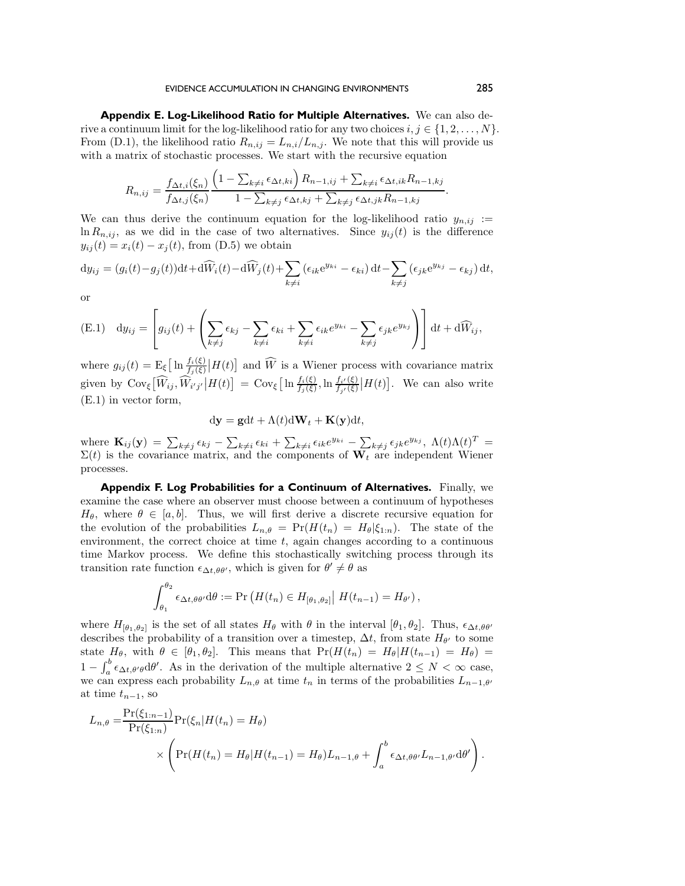**Appendix E. Log-Likelihood Ratio for Multiple Alternatives.** We can also derive a continuum limit for the log-likelihood ratio for any two choices $i, j \in \{1, 2, \ldots, N\}$. From (D.1), the likelihood ratio $R_{n,ij} = L_{n,i}/L_{n,j}$. We note that this will provide us with a matrix of stochastic processes. We start with the recursive equation

$$R_{n,ij} = \frac{f_{\Delta t,i}(\xi_n)}{f_{\Delta t,j}(\xi_n)} \frac{\left(1 - \sum_{k \neq i} \epsilon_{\Delta t,ki}\right) R_{n-1,ij} + \sum_{k \neq i} \epsilon_{\Delta t,ik} R_{n-1,kj}}{1 - \sum_{k \neq j} \epsilon_{\Delta t,kj} + \sum_{k \neq j} \epsilon_{\Delta t,jk} R_{n-1,kj}}.$$

We can thus derive the continuum equation for the log-likelihood ratio $y_{n,ij} := \ln R_{n,ij}$, as we did in the case of two alternatives. Since $y_{ij}(t)$ is the difference $y_{ij}(t) = x_i(t) - x_j(t)$, from (D.5) we obtain

$$\mathrm{d}y_{ij} = (g_i(t) - g_j(t))\mathrm{d}t + \mathrm{d}\widehat{W}_i(t) - \mathrm{d}\widehat{W}_j(t) + \sum_{k \neq i} \left(\epsilon_{ik} \mathrm{e}^{y_{ki}} - \epsilon_{ki}\right) \mathrm{d}t - \sum_{k \neq j} \left(\epsilon_{jk} \mathrm{e}^{y_{kj}} - \epsilon_{kj}\right) \mathrm{d}t,$$

or

$$\text{(E.1)} \quad \mathrm{d}y_{ij} = \left[ g_{ij}(t) + \left( \sum_{k \neq j} \epsilon_{kj} - \sum_{k \neq i} \epsilon_{ki} + \sum_{k \neq i} \epsilon_{ik} e^{y_{ki}} - \sum_{k \neq j} \epsilon_{jk} e^{y_{kj}} \right) \right] \mathrm{d}t + \mathrm{d}\widehat{W}_{ij},$$

where $g_{ij}(t) = \mathrm{E}_\xi \big[ \ln \frac{f_i(\xi)}{f_j(\xi)} \big| H(t) \big]$ and $\widehat{W}$ is a Wiener process with covariance matrix given by $\mathrm{Cov}_\xi \big[ \widehat{W}_{ij}, \widehat{W}_{i'j'} \big| H(t) \big] = \mathrm{Cov}_\xi \big[ \ln \frac{f_i(\xi)}{f_j(\xi)}, \ln \frac{f_{i'}(\xi)}{f_{j'}(\xi)} \big| H(t) \big]$. We can also write (E.1) in vector form,

$$\mathrm{d}\mathbf{y} = \mathbf{g}\mathrm{d}t + \Lambda(t)\mathrm{d}\mathbf{W}_t + \mathbf{K}(\mathbf{y})\mathrm{d}t,$$

where $\mathbf{K}_{ij}(\mathbf{y}) = \sum_{k \neq j} \epsilon_{kj} - \sum_{k \neq i} \epsilon_{ki} + \sum_{k \neq i} \epsilon_{ik} e^{y_{ki}} - \sum_{k \neq j} \epsilon_{jk} e^{y_{kj}}$, $\Lambda(t)\Lambda(t)^T = \Sigma(t)$ is the covariance matrix, and the components of $\mathbf{W}_t$ are independent Wiener processes.

**Appendix F. Log Probabilities for a Continuum of Alternatives.** Finally, we examine the case where an observer must choose between a continuum of hypotheses $H_\theta$, where $\theta \in [a, b]$. Thus, we will first derive a discrete recursive equation for the evolution of the probabilities $L_{n,\theta} = \Pr(H(t_n) = H_\theta | \xi_{1:n})$. The state of the environment, the correct choice at time $t$, again changes according to a continuous time Markov process. We define this stochastically switching process through its transition rate function $\epsilon_{\Delta t, \theta\theta'}$, which is given for $\theta' \neq \theta$ as

$$\int_{\theta_1}^{\theta_2} \epsilon_{\Delta t, \theta\theta'} \mathrm{d}\theta := \Pr\left(H(t_n) \in H_{[\theta_1, \theta_2]} \big| \, H(t_{n-1}) = H_{\theta'}\right),$$

where $H_{[\theta_1,\theta_2]}$ is the set of all states $H_\theta$ with $\theta$ in the interval $[\theta_1, \theta_2]$. Thus, $\epsilon_{\Delta t, \theta\theta'}$ describes the probability of a transition over a timestep, $\Delta t$, from state $H_{\theta'}$ to some state $H_\theta$, with $\theta \in [\theta_1, \theta_2]$. This means that $\Pr(H(t_n) = H_\theta | H(t_{n-1}) = H_\theta) = 1 - \int_a^b \epsilon_{\Delta t, \theta'\theta} \mathrm{d}\theta'$. As in the derivation of the multiple alternative $2 \leq N < \infty$ case, we can express each probability $L_{n,\theta}$ at time $t_n$ in terms of the probabilities $L_{n-1,\theta'}$ at time $t_{n-1}$, so

$$L_{n,\theta} = \frac{\Pr(\xi_{1:n-1})}{\Pr(\xi_{1:n})} \Pr(\xi_n | H(t_n) = H_\theta) \times \left( \Pr(H(t_n) = H_\theta | H(t_{n-1}) = H_\theta) L_{n-1,\theta} + \int_a^b \epsilon_{\Delta t, \theta\theta'} L_{n-1,\theta'} \mathrm{d}\theta' \right).$$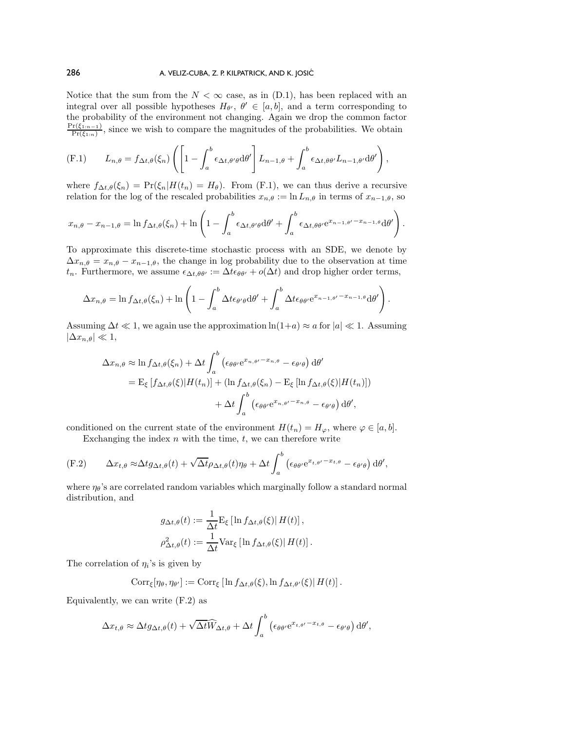Notice that the sum from the $N < \infty$ case, as in (D.1), has been replaced with an integral over all possible hypotheses $H_{\theta'}$, $\theta' \in [a, b]$, and a term corresponding to the probability of the environment not changing. Again we drop the common factor $\frac{\Pr(\xi_{1:n-1})}{\Pr(\xi_{1:n})}$, since we wish to compare the magnitudes of the probabilities. We obtain

$$
\text{(F.1)} \qquad L_{n,\theta} = f_{\Delta t,\theta}(\xi_n)\left(\left[1 - \int_a^b \epsilon_{\Delta t,\theta'\theta} \mathrm{d}\theta'\right] L_{n-1,\theta} + \int_a^b \epsilon_{\Delta t,\theta\theta'} L_{n-1,\theta'} \mathrm{d}\theta'\right),
$$

where $f_{\Delta t,\theta}(\xi_n) = \Pr(\xi_n | H(t_n) = H_\theta)$. From (F.1), we can thus derive a recursive relation for the log of the rescaled probabilities $x_{n,\theta} := \ln L_{n,\theta}$ in terms of $x_{n-1,\theta}$, so

$$
x_{n,\theta} - x_{n-1,\theta} = \ln f_{\Delta t,\theta}(\xi_n) + \ln\left(1 - \int_a^b \epsilon_{\Delta t,\theta'\theta} \mathrm{d}\theta' + \int_a^b \epsilon_{\Delta t,\theta\theta'} \mathrm{e}^{x_{n-1,\theta'} - x_{n-1,\theta}} \mathrm{d}\theta'\right).
$$

To approximate this discrete-time stochastic process with an SDE, we denote by $\Delta x_{n,\theta} = x_{n,\theta} - x_{n-1,\theta}$, the change in log probability due to the observation at time $t_n$. Furthermore, we assume $\epsilon_{\Delta t,\theta\theta'} := \Delta t \epsilon_{\theta\theta'} + o(\Delta t)$ and drop higher order terms,

$$
\Delta x_{n,\theta} = \ln f_{\Delta t,\theta}(\xi_n) + \ln\left(1 - \int_a^b \Delta t \epsilon_{\theta'\theta} \mathrm{d}\theta' + \int_a^b \Delta t \epsilon_{\theta\theta'} \mathrm{e}^{x_{n-1,\theta'} - x_{n-1,\theta}} \mathrm{d}\theta'\right).
$$

Assuming $\Delta t \ll 1$, we again use the approximation $\ln(1+a) \approx a$ for $|a| \ll 1$. Assuming $|\Delta x_{n,\theta}| \ll 1$,

$$
\begin{aligned}
\Delta x_{n,\theta} &\approx \ln f_{\Delta t,\theta}(\xi_n) + \Delta t \int_a^b \left(\epsilon_{\theta\theta'} \mathrm{e}^{x_{n,\theta'} - x_{n,\theta}} - \epsilon_{\theta'\theta}\right) \mathrm{d}\theta' \\
&= \mathrm{E}_\xi\left[f_{\Delta t,\theta}(\xi) | H(t_n)\right] + \left(\ln f_{\Delta t,\theta}(\xi_n) - \mathrm{E}_\xi\left[\ln f_{\Delta t,\theta}(\xi) | H(t_n)\right]\right) \\
&\qquad + \Delta t \int_a^b \left(\epsilon_{\theta\theta'} \mathrm{e}^{x_{n,\theta'} - x_{n,\theta}} - \epsilon_{\theta'\theta}\right) \mathrm{d}\theta',
\end{aligned}
$$

conditioned on the current state of the environment $H(t_n) = H_\varphi$, where $\varphi \in [a, b]$.

Exchanging the index $n$ with the time, $t$, we can therefore write

$$
\text{(F.2)} \qquad \Delta x_{t,\theta} \approx \Delta t g_{\Delta t,\theta}(t) + \sqrt{\Delta t} \rho_{\Delta t,\theta}(t) \eta_\theta + \Delta t \int_a^b \left(\epsilon_{\theta\theta'} \mathrm{e}^{x_{t,\theta'} - x_{t,\theta}} - \epsilon_{\theta'\theta}\right) \mathrm{d}\theta',
$$

where $\eta_\theta$'s are correlated random variables which marginally follow a standard normal distribution, and

$$
\begin{aligned}
g_{\Delta t,\theta}(t) &:= \frac{1}{\Delta t} \mathrm{E}_\xi\left[\ln f_{\Delta t,\theta}(\xi) | H(t)\right], \\
\rho^2_{\Delta t,\theta}(t) &:= \frac{1}{\Delta t} \mathrm{Var}_\xi\left[\ln f_{\Delta t,\theta}(\xi) | H(t)\right].
\end{aligned}
$$

The correlation of $\eta_i$'s is given by

$$
\mathrm{Corr}_\xi[\eta_\theta, \eta_{\theta'}] := \mathrm{Corr}_\xi\left[\ln f_{\Delta t,\theta}(\xi), \ln f_{\Delta t,\theta'}(\xi) | H(t)\right].
$$

Equivalently, we can write (F.2) as

$$
\Delta x_{t,\theta} \approx \Delta t g_{\Delta t,\theta}(t) + \sqrt{\Delta t} \widehat{W}_{\Delta t,\theta} + \Delta t \int_a^b \left(\epsilon_{\theta\theta'} \mathrm{e}^{x_{t,\theta'} - x_{t,\theta}} - \epsilon_{\theta'\theta}\right) \mathrm{d}\theta',
$$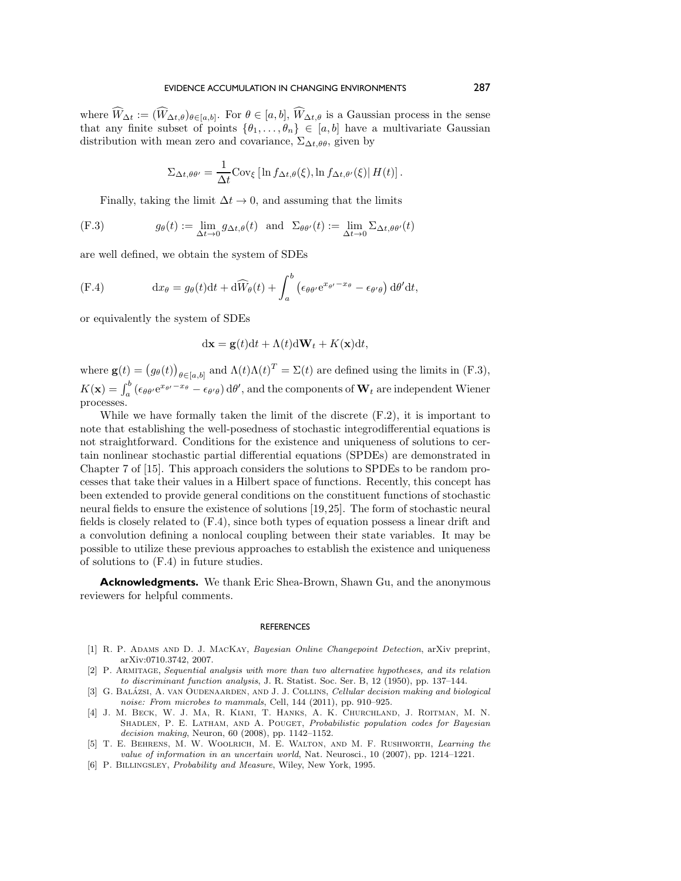where $\widehat{W}_{\Delta t} := (\widehat{W}_{\Delta t,\theta})_{\theta \in [a,b]}$. For $\theta \in [a,b]$, $\widehat{W}_{\Delta t,\theta}$ is a Gaussian process in the sense that any finite subset of points $\{\theta_1, \dots, \theta_n\} \in [a,b]$ have a multivariate Gaussian distribution with mean zero and covariance, $\Sigma_{\Delta t,\theta\theta}$, given by

$$\Sigma_{\Delta t,\theta\theta'} = \frac{1}{\Delta t} \mathrm{Cov}_{\xi} \left[ \ln f_{\Delta t,\theta}(\xi), \ln f_{\Delta t,\theta'}(\xi) \middle| H(t) \right].$$

Finally, taking the limit $\Delta t \to 0$, and assuming that the limits

$$g_\theta(t) := \lim_{\Delta t \to 0} g_{\Delta t,\theta}(t) \quad \text{and} \quad \Sigma_{\theta\theta'}(t) := \lim_{\Delta t \to 0} \Sigma_{\Delta t,\theta\theta'}(t) \tag{F.3}$$

are well defined, we obtain the system of SDEs

$$\mathrm{d}x_\theta = g_\theta(t)\mathrm{d}t + \mathrm{d}\widehat{W}_\theta(t) + \int_a^b \left( \epsilon_{\theta\theta'} \mathrm{e}^{x_{\theta'} - x_\theta} - \epsilon_{\theta'\theta} \right) \mathrm{d}\theta' \mathrm{d}t, \tag{F.4}$$

or equivalently the system of SDEs

$$\mathrm{d}\mathbf{x} = \mathbf{g}(t)\mathrm{d}t + \Lambda(t)\mathrm{d}\mathbf{W}_t + K(\mathbf{x})\mathrm{d}t,$$

where $\mathbf{g}(t) = \left(g_\theta(t)\right)_{\theta \in [a,b]}$ and $\Lambda(t)\Lambda(t)^T = \Sigma(t)$ are defined using the limits in (F.3), $K(\mathbf{x}) = \int_a^b \left( \epsilon_{\theta\theta'} \mathrm{e}^{x_{\theta'} - x_\theta} - \epsilon_{\theta'\theta} \right) \mathrm{d}\theta'$, and the components of $\mathbf{W}_t$ are independent Wiener processes.

While we have formally taken the limit of the discrete (F.2), it is important to note that establishing the well-posedness of stochastic integrodifferential equations is not straightforward. Conditions for the existence and uniqueness of solutions to certain nonlinear stochastic partial differential equations (SPDEs) are demonstrated in Chapter 7 of [15]. This approach considers the solutions to SPDEs to be random processes that take their values in a Hilbert space of functions. Recently, this concept has been extended to provide general conditions on the constituent functions of stochastic neural fields to ensure the existence of solutions [19,25]. The form of stochastic neural fields is closely related to (F.4), since both types of equation possess a linear drift and a convolution defining a nonlocal coupling between their state variables. It may be possible to utilize these previous approaches to establish the existence and uniqueness of solutions to (F.4) in future studies.

**Acknowledgments.** We thank Eric Shea-Brown, Shawn Gu, and the anonymous reviewers for helpful comments.

## REFERENCES

[1] R. P. Adams and D. J. MacKay, *Bayesian Online Changepoint Detection*, arXiv preprint, arXiv:0710.3742, 2007.

[2] P. Armitage, *Sequential analysis with more than two alternative hypotheses, and its relation to discriminant function analysis*, J. R. Statist. Soc. Ser. B, 12 (1950), pp. 137–144.

[3] G. Balázsi, A. van Oudenaarden, and J. J. Collins, *Cellular decision making and biological noise: From microbes to mammals*, Cell, 144 (2011), pp. 910–925.

[4] J. M. Beck, W. J. Ma, R. Kiani, T. Hanks, A. K. Churchland, J. Roitman, M. N. Shadlen, P. E. Latham, and A. Pouget, *Probabilistic population codes for Bayesian decision making*, Neuron, 60 (2008), pp. 1142–1152.

[5] T. E. Behrens, M. W. Woolrich, M. E. Walton, and M. F. Rushworth, *Learning the value of information in an uncertain world*, Nat. Neurosci., 10 (2007), pp. 1214–1221.

[6] P. Billingsley, *Probability and Measure*, Wiley, New York, 1995.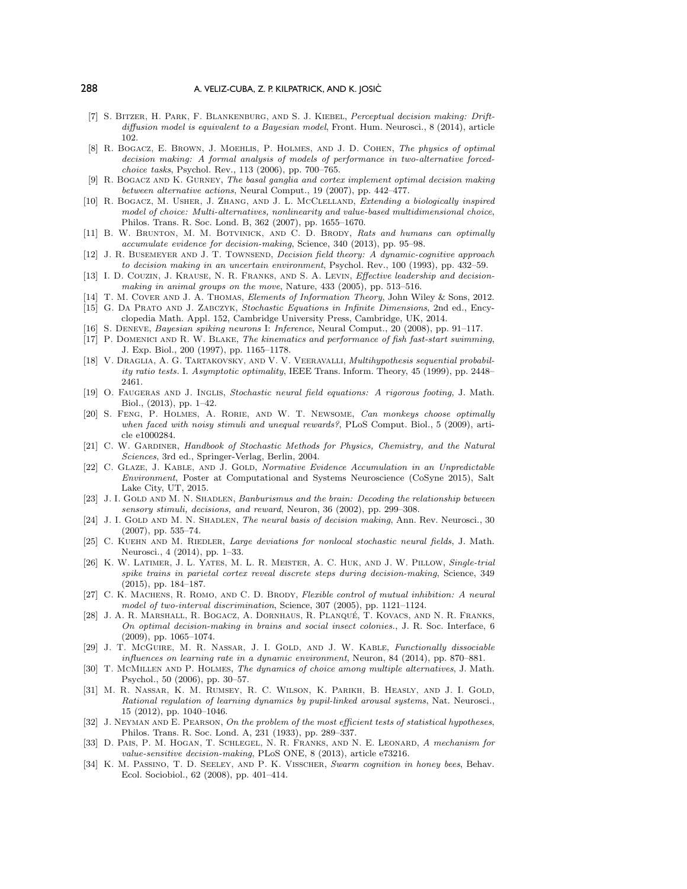[7] S. Bitzer, H. Park, F. Blankenburg, and S. J. Kiebel, *Perceptual decision making: Drift-diffusion model is equivalent to a Bayesian model*, Front. Hum. Neurosci., 8 (2014), article 102.

[8] R. Bogacz, E. Brown, J. Moehlis, P. Holmes, and J. D. Cohen, *The physics of optimal decision making: A formal analysis of models of performance in two-alternative forced-choice tasks*, Psychol. Rev., 113 (2006), pp. 700–765.

[9] R. Bogacz and K. Gurney, *The basal ganglia and cortex implement optimal decision making between alternative actions*, Neural Comput., 19 (2007), pp. 442–477.

[10] R. Bogacz, M. Usher, J. Zhang, and J. L. McClelland, *Extending a biologically inspired model of choice: Multi-alternatives, nonlinearity and value-based multidimensional choice*, Philos. Trans. R. Soc. Lond. B, 362 (2007), pp. 1655–1670.

[11] B. W. Brunton, M. M. Botvinick, and C. D. Brody, *Rats and humans can optimally accumulate evidence for decision-making*, Science, 340 (2013), pp. 95–98.

[12] J. R. Busemeyer and J. T. Townsend, *Decision field theory: A dynamic-cognitive approach to decision making in an uncertain environment*, Psychol. Rev., 100 (1993), pp. 432–59.

[13] I. D. Couzin, J. Krause, N. R. Franks, and S. A. Levin, *Effective leadership and decision-making in animal groups on the move*, Nature, 433 (2005), pp. 513–516.

[14] T. M. Cover and J. A. Thomas, *Elements of Information Theory*, John Wiley & Sons, 2012.

[15] G. Da Prato and J. Zabczyk, *Stochastic Equations in Infinite Dimensions*, 2nd ed., Encyclopedia Math. Appl. 152, Cambridge University Press, Cambridge, UK, 2014.

[16] S. Deneve, *Bayesian spiking neurons* I: *Inference*, Neural Comput., 20 (2008), pp. 91–117.

[17] P. Domenici and R. W. Blake, *The kinematics and performance of fish fast-start swimming*, J. Exp. Biol., 200 (1997), pp. 1165–1178.

[18] V. Draglia, A. G. Tartakovsky, and V. V. Veeravalli, *Multihypothesis sequential probability ratio tests*. I. *Asymptotic optimality*, IEEE Trans. Inform. Theory, 45 (1999), pp. 2448–2461.

[19] O. Faugeras and J. Inglis, *Stochastic neural field equations: A rigorous footing*, J. Math. Biol., (2013), pp. 1–42.

[20] S. Feng, P. Holmes, A. Rorie, and W. T. Newsome, *Can monkeys choose optimally when faced with noisy stimuli and unequal rewards?*, PLoS Comput. Biol., 5 (2009), article e1000284.

[21] C. W. Gardiner, *Handbook of Stochastic Methods for Physics, Chemistry, and the Natural Sciences*, 3rd ed., Springer-Verlag, Berlin, 2004.

[22] C. Glaze, J. Kable, and J. Gold, *Normative Evidence Accumulation in an Unpredictable Environment*, Poster at Computational and Systems Neuroscience (CoSyne 2015), Salt Lake City, UT, 2015.

[23] J. I. Gold and M. N. Shadlen, *Banburismus and the brain: Decoding the relationship between sensory stimuli, decisions, and reward*, Neuron, 36 (2002), pp. 299–308.

[24] J. I. Gold and M. N. Shadlen, *The neural basis of decision making*, Ann. Rev. Neurosci., 30 (2007), pp. 535–74.

[25] C. Kuehn and M. Riedler, *Large deviations for nonlocal stochastic neural fields*, J. Math. Neurosci., 4 (2014), pp. 1–33.

[26] K. W. Latimer, J. L. Yates, M. L. R. Meister, A. C. Huk, and J. W. Pillow, *Single-trial spike trains in parietal cortex reveal discrete steps during decision-making*, Science, 349 (2015), pp. 184–187.

[27] C. K. Machens, R. Romo, and C. D. Brody, *Flexible control of mutual inhibition: A neural model of two-interval discrimination*, Science, 307 (2005), pp. 1121–1124.

[28] J. A. R. Marshall, R. Bogacz, A. Dornhaus, R. Planqué, T. Kovacs, and N. R. Franks, *On optimal decision-making in brains and social insect colonies.*, J. R. Soc. Interface, 6 (2009), pp. 1065–1074.

[29] J. T. McGuire, M. R. Nassar, J. I. Gold, and J. W. Kable, *Functionally dissociable influences on learning rate in a dynamic environment*, Neuron, 84 (2014), pp. 870–881.

[30] T. McMillen and P. Holmes, *The dynamics of choice among multiple alternatives*, J. Math. Psychol., 50 (2006), pp. 30–57.

[31] M. R. Nassar, K. M. Rumsey, R. C. Wilson, K. Parikh, B. Heasly, and J. I. Gold, *Rational regulation of learning dynamics by pupil-linked arousal systems*, Nat. Neurosci., 15 (2012), pp. 1040–1046.

[32] J. Neyman and E. Pearson, *On the problem of the most efficient tests of statistical hypotheses*, Philos. Trans. R. Soc. Lond. A, 231 (1933), pp. 289–337.

[33] D. Pais, P. M. Hogan, T. Schlegel, N. R. Franks, and N. E. Leonard, *A mechanism for value-sensitive decision-making*, PLoS ONE, 8 (2013), article e73216.

[34] K. M. Passino, T. D. Seeley, and P. K. Visscher, *Swarm cognition in honey bees*, Behav. Ecol. Sociobiol., 62 (2008), pp. 401–414.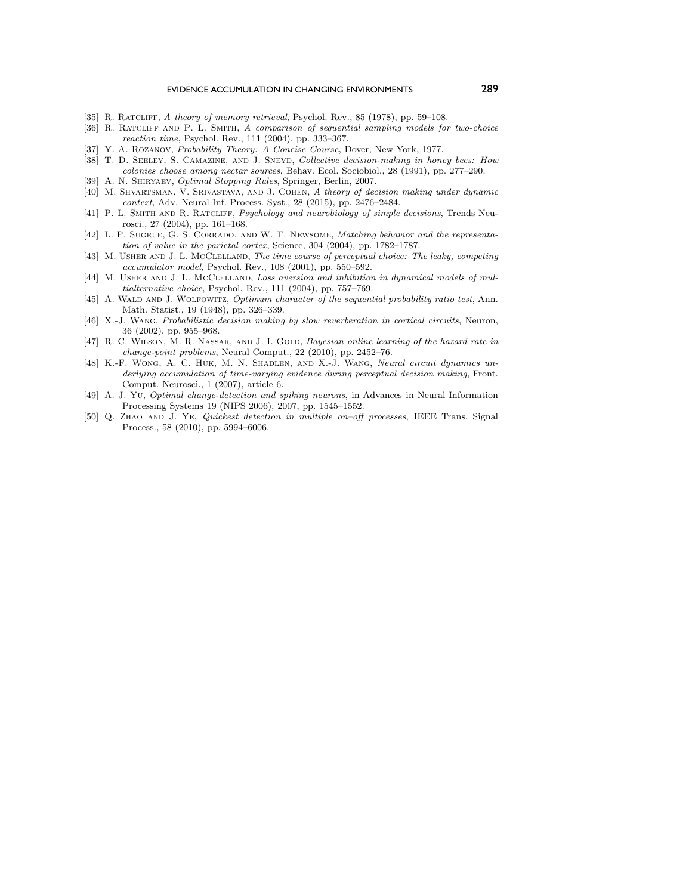[35] R. Ratcliff, *A theory of memory retrieval*, Psychol. Rev., 85 (1978), pp. 59–108.

[36] R. Ratcliff and P. L. Smith, *A comparison of sequential sampling models for two-choice reaction time*, Psychol. Rev., 111 (2004), pp. 333–367.

[37] Y. A. Rozanov, *Probability Theory: A Concise Course*, Dover, New York, 1977.

[38] T. D. Seeley, S. Camazine, and J. Sneyd, *Collective decision-making in honey bees: How colonies choose among nectar sources*, Behav. Ecol. Sociobiol., 28 (1991), pp. 277–290.

[39] A. N. Shiryaev, *Optimal Stopping Rules*, Springer, Berlin, 2007.

[40] M. Shvartsman, V. Srivastava, and J. Cohen, *A theory of decision making under dynamic context*, Adv. Neural Inf. Process. Syst., 28 (2015), pp. 2476–2484.

[41] P. L. Smith and R. Ratcliff, *Psychology and neurobiology of simple decisions*, Trends Neurosci., 27 (2004), pp. 161–168.

[42] L. P. Sugrue, G. S. Corrado, and W. T. Newsome, *Matching behavior and the representation of value in the parietal cortex*, Science, 304 (2004), pp. 1782–1787.

[43] M. Usher and J. L. McClelland, *The time course of perceptual choice: The leaky, competing accumulator model*, Psychol. Rev., 108 (2001), pp. 550–592.

[44] M. Usher and J. L. McClelland, *Loss aversion and inhibition in dynamical models of multialternative choice*, Psychol. Rev., 111 (2004), pp. 757–769.

[45] A. Wald and J. Wolfowitz, *Optimum character of the sequential probability ratio test*, Ann. Math. Statist., 19 (1948), pp. 326–339.

[46] X.-J. Wang, *Probabilistic decision making by slow reverberation in cortical circuits*, Neuron, 36 (2002), pp. 955–968.

[47] R. C. Wilson, M. R. Nassar, and J. I. Gold, *Bayesian online learning of the hazard rate in change-point problems*, Neural Comput., 22 (2010), pp. 2452–76.

[48] K.-F. Wong, A. C. Huk, M. N. Shadlen, and X.-J. Wang, *Neural circuit dynamics underlying accumulation of time-varying evidence during perceptual decision making*, Front. Comput. Neurosci., 1 (2007), article 6.

[49] A. J. Yu, *Optimal change-detection and spiking neurons*, in Advances in Neural Information Processing Systems 19 (NIPS 2006), 2007, pp. 1545–1552.

[50] Q. Zhao and J. Ye, *Quickest detection in multiple on–off processes*, IEEE Trans. Signal Process., 58 (2010), pp. 5994–6006.